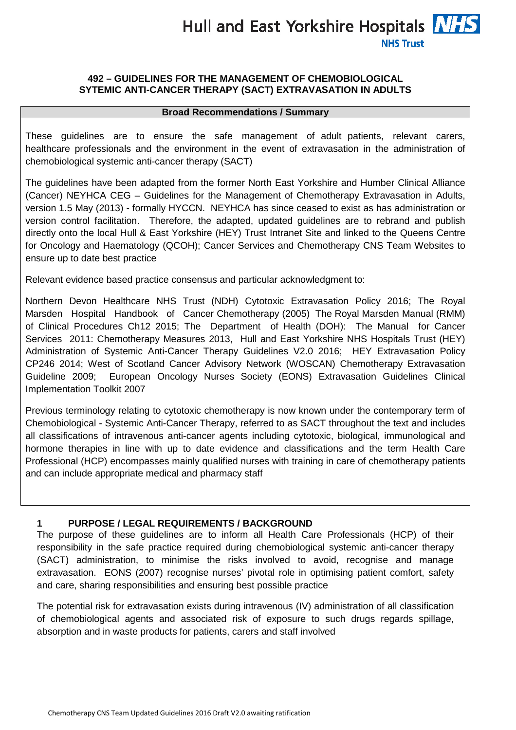# 492 – GUIDELINES FOR THE MANAGEMENT OF CHEMOBIOLOGICAL SYTEMIC ANTI-CANCER THERAPY (SACT) EXTRAVASATION IN ADULTS

**Broad Recommendations / Summary**

These guidelines are to ensure the safe management of adult patients, relevant carers, healthcare professionals and the environment in the event of extravasation in the administration of chemobiological systemic anti-cancer therapy (SACT)

The guidelines have been adapted from the former North East Yorkshire and Humber Clinical Alliance (Cancer) NEYHCA CEG – Guidelines for the Management of Chemotherapy Extravasation in Adults, version 1.5 May (2013) - formally HYCCN. NEYHCA has since ceased to exist as has administration or version control facilitation. Therefore, the adapted, updated guidelines are to rebrand and publish directly onto the local Hull & East Yorkshire (HEY) Trust Intranet Site and linked to the Queens Centre for Oncology and Haematology (QCOH); Cancer Services and Chemotherapy CNS Team Websites to ensure up to date best practice

Relevant evidence based practice consensus and particular acknowledgment to:

Northern Devon Healthcare NHS Trust (NDH) Cytotoxic Extravasation Policy 2016; The Royal Marsden Hospital Handbook of Cancer Chemotherapy (2005) The Royal Marsden Manual (RMM) of Clinical Procedures Ch12 2015; The Department of Health (DOH): The Manual for Cancer Services 2011: Chemotherapy Measures 2013, Hull and East Yorkshire NHS Hospitals Trust (HEY) Administration of Systemic Anti-Cancer Therapy Guidelines V2.0 2016; HEY Extravasation Policy CP246 2014; West of Scotland Cancer Advisory Network (WOSCAN) Chemotherapy Extravasation Guideline 2009; European Oncology Nurses Society (EONS) Extravasation Guidelines Clinical Implementation Toolkit 2007

Previous terminology relating to cytotoxic chemotherapy is now known under the contemporary term of Chemobiological - Systemic Anti-Cancer Therapy, referred to as SACT throughout the text and includes all classifications of intravenous anti-cancer agents including cytotoxic, biological, immunological and hormone therapies in line with up to date evidence and classifications and the term Health Care Professional (HCP) encompasses mainly qualified nurses with training in care of chemotherapy patients and can include appropriate medical and pharmacy staff

## 1 PURPOSE / LEGAL REQUIREMENTS / BACKGROUND

The purpose of these guidelines are to inform all Health Care Professionals (HCP) of their responsibility in the safe practice required during chemobiological systemic anti-cancer therapy (SACT) administration, to minimise the risks involved to avoid, recognise and manage extravasation. EONS (2007) recognise nurses' pivotal role in optimising patient comfort, safety and care, sharing responsibilities and ensuring best possible practice

The potential risk for extravasation exists during intravenous (IV) administration of all classification of chemobiological agents and associated risk of exposure to such drugs regards spillage, absorption and in waste products for patients, carers and staff involved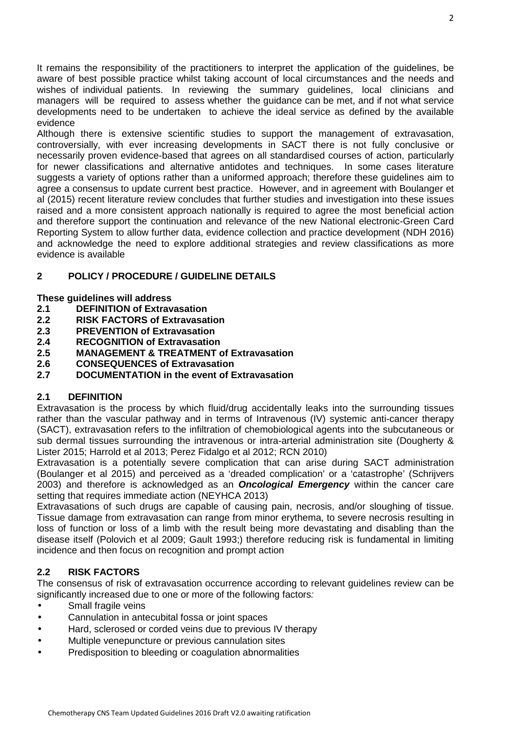It remains the responsibility of the practitioners to interpret the application of the guidelines, be aware of best possible practice whilst taking account of local circumstances and the needs and wishes of individual patients. In reviewing the summary guidelines, local clinicians and managers will be required to assess whether the guidance can be met, and if not what service developments need to be undertaken to achieve the ideal service as defined by the available evidence

Although there is extensive scientific studies to support the management of extravasation, controversially, with ever increasing developments in SACT there is not fully conclusive or necessarily proven evidence-based that agrees on all standardised courses of action, particularly for newer classifications and alternative antidotes and techniques. In some cases literature suggests a variety of options rather than a uniformed approach; therefore these guidelines aim to agree a consensus to update current best practice. However, and in agreement with Boulanger et al (2015) recent literature review concludes that further studies and investigation into these issues raised and a more consistent approach nationally is required to agree the most beneficial action and therefore support the continuation and relevance of the new National electronic-Green Card Reporting System to allow further data, evidence collection and practice development (NDH 2016) and acknowledge the need to explore additional strategies and review classifications as more evidence is available

## 2 POLICY / PROCEDURE / GUIDELINE DETAILS

**These guidelines will address**

**2.1 DEFINITION of Extravasation**
**2.2 RISK FACTORS of Extravasation**
**2.3 PREVENTION of Extravasation**
**2.4 RECOGNITION of Extravasation**
**2.5 MANAGEMENT & TREATMENT of Extravasation**
**2.6 CONSEQUENCES of Extravasation**
**2.7 DOCUMENTATION in the event of Extravasation**

### 2.1 DEFINITION

Extravasation is the process by which fluid/drug accidentally leaks into the surrounding tissues rather than the vascular pathway and in terms of Intravenous (IV) systemic anti-cancer therapy (SACT), extravasation refers to the infiltration of chemobiological agents into the subcutaneous or sub dermal tissues surrounding the intravenous or intra-arterial administration site (Dougherty & Lister 2015; Harrold et al 2013; Perez Fidalgo et al 2012; RCN 2010)

Extravasation is a potentially severe complication that can arise during SACT administration (Boulanger et al 2015) and perceived as a 'dreaded complication' or a 'catastrophe' (Schrijvers 2003) and therefore is acknowledged as an ***Oncological Emergency*** within the cancer care setting that requires immediate action (NEYHCA 2013)

Extravasations of such drugs are capable of causing pain, necrosis, and/or sloughing of tissue. Tissue damage from extravasation can range from minor erythema, to severe necrosis resulting in loss of function or loss of a limb with the result being more devastating and disabling than the disease itself (Polovich et al 2009; Gault 1993;) therefore reducing risk is fundamental in limiting incidence and then focus on recognition and prompt action

### 2.2 RISK FACTORS

The consensus of risk of extravasation occurrence according to relevant guidelines review can be significantly increased due to one or more of the following factors*:*

- Small fragile veins
- Cannulation in antecubital fossa or joint spaces
- Hard, sclerosed or corded veins due to previous IV therapy
- Multiple venepuncture or previous cannulation sites
- Predisposition to bleeding or coagulation abnormalities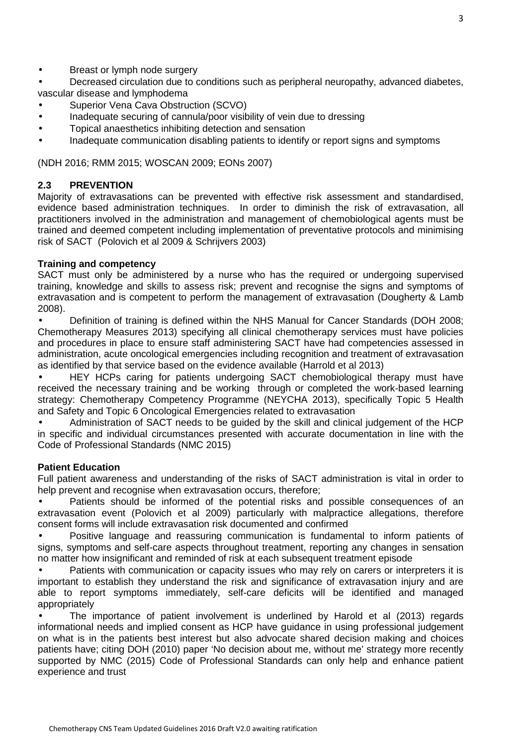- Breast or lymph node surgery
- Decreased circulation due to conditions such as peripheral neuropathy, advanced diabetes, vascular disease and lymphodema
- Superior Vena Cava Obstruction (SCVO)
- Inadequate securing of cannula/poor visibility of vein due to dressing
- Topical anaesthetics inhibiting detection and sensation
- Inadequate communication disabling patients to identify or report signs and symptoms

(NDH 2016; RMM 2015; WOSCAN 2009; EONs 2007)

## 2.3 PREVENTION

Majority of extravasations can be prevented with effective risk assessment and standardised, evidence based administration techniques. In order to diminish the risk of extravasation, all practitioners involved in the administration and management of chemobiological agents must be trained and deemed competent including implementation of preventative protocols and minimising risk of SACT (Polovich et al 2009 & Schrijvers 2003)

**Training and competency**

SACT must only be administered by a nurse who has the required or undergoing supervised training, knowledge and skills to assess risk; prevent and recognise the signs and symptoms of extravasation and is competent to perform the management of extravasation (Dougherty & Lamb 2008).

- Definition of training is defined within the NHS Manual for Cancer Standards (DOH 2008; Chemotherapy Measures 2013) specifying all clinical chemotherapy services must have policies and procedures in place to ensure staff administering SACT have had competencies assessed in administration, acute oncological emergencies including recognition and treatment of extravasation as identified by that service based on the evidence available (Harrold et al 2013)
- HEY HCPs caring for patients undergoing SACT chemobiological therapy must have received the necessary training and be working through or completed the work-based learning strategy: Chemotherapy Competency Programme (NEYCHA 2013), specifically Topic 5 Health and Safety and Topic 6 Oncological Emergencies related to extravasation
- Administration of SACT needs to be guided by the skill and clinical judgement of the HCP in specific and individual circumstances presented with accurate documentation in line with the Code of Professional Standards (NMC 2015)

**Patient Education**

Full patient awareness and understanding of the risks of SACT administration is vital in order to help prevent and recognise when extravasation occurs, therefore;

- Patients should be informed of the potential risks and possible consequences of an extravasation event (Polovich et al 2009) particularly with malpractice allegations, therefore consent forms will include extravasation risk documented and confirmed
- Positive language and reassuring communication is fundamental to inform patients of signs, symptoms and self-care aspects throughout treatment, reporting any changes in sensation no matter how insignificant and reminded of risk at each subsequent treatment episode
- Patients with communication or capacity issues who may rely on carers or interpreters it is important to establish they understand the risk and significance of extravasation injury and are able to report symptoms immediately, self-care deficits will be identified and managed appropriately
- The importance of patient involvement is underlined by Harold et al (2013) regards informational needs and implied consent as HCP have guidance in using professional judgement on what is in the patients best interest but also advocate shared decision making and choices patients have; citing DOH (2010) paper 'No decision about me, without me' strategy more recently supported by NMC (2015) Code of Professional Standards can only help and enhance patient experience and trust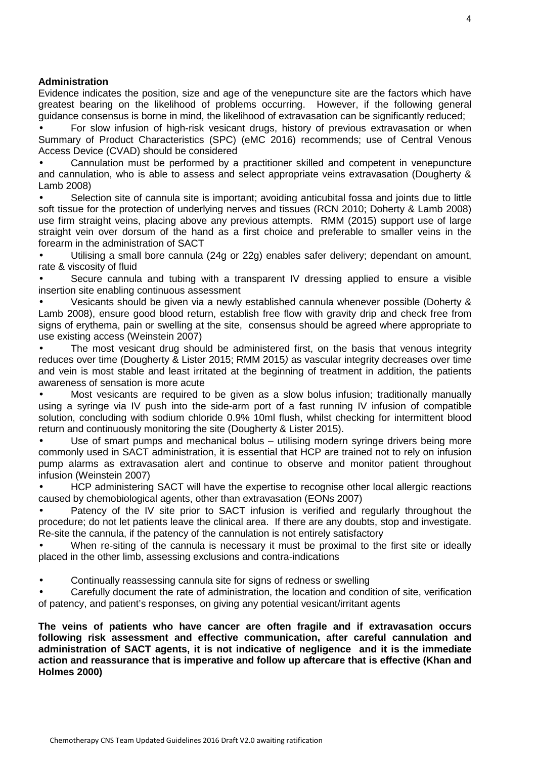**Administration**

Evidence indicates the position, size and age of the venepuncture site are the factors which have greatest bearing on the likelihood of problems occurring. However, if the following general guidance consensus is borne in mind, the likelihood of extravasation can be significantly reduced;

- For slow infusion of high-risk vesicant drugs, history of previous extravasation or when Summary of Product Characteristics (SPC) (eMC 2016) recommends; use of Central Venous Access Device (CVAD) should be considered
- Cannulation must be performed by a practitioner skilled and competent in venepuncture and cannulation, who is able to assess and select appropriate veins extravasation (Dougherty & Lamb 2008)
- Selection site of cannula site is important; avoiding anticubital fossa and joints due to little soft tissue for the protection of underlying nerves and tissues (RCN 2010; Doherty & Lamb 2008) use firm straight veins, placing above any previous attempts. RMM (2015) support use of large straight vein over dorsum of the hand as a first choice and preferable to smaller veins in the forearm in the administration of SACT
- Utilising a small bore cannula (24g or 22g) enables safer delivery; dependant on amount, rate & viscosity of fluid
- Secure cannula and tubing with a transparent IV dressing applied to ensure a visible insertion site enabling continuous assessment
- Vesicants should be given via a newly established cannula whenever possible (Doherty & Lamb 2008), ensure good blood return, establish free flow with gravity drip and check free from signs of erythema, pain or swelling at the site, consensus should be agreed where appropriate to use existing access (Weinstein 2007)
- The most vesicant drug should be administered first, on the basis that venous integrity reduces over time (Dougherty & Lister 2015; RMM 2015*)* as vascular integrity decreases over time and vein is most stable and least irritated at the beginning of treatment in addition, the patients awareness of sensation is more acute
- Most vesicants are required to be given as a slow bolus infusion; traditionally manually using a syringe via IV push into the side-arm port of a fast running IV infusion of compatible solution, concluding with sodium chloride 0.9% 10ml flush, whilst checking for intermittent blood return and continuously monitoring the site (Dougherty & Lister 2015).
- Use of smart pumps and mechanical bolus – utilising modern syringe drivers being more commonly used in SACT administration, it is essential that HCP are trained not to rely on infusion pump alarms as extravasation alert and continue to observe and monitor patient throughout infusion (Weinstein 2007)
- HCP administering SACT will have the expertise to recognise other local allergic reactions caused by chemobiological agents, other than extravasation (EONs 2007)
- Patency of the IV site prior to SACT infusion is verified and regularly throughout the procedure; do not let patients leave the clinical area. If there are any doubts, stop and investigate. Re-site the cannula, if the patency of the cannulation is not entirely satisfactory
- When re-siting of the cannula is necessary it must be proximal to the first site or ideally placed in the other limb, assessing exclusions and contra-indications
- Continually reassessing cannula site for signs of redness or swelling
- Carefully document the rate of administration, the location and condition of site, verification of patency, and patient's responses, on giving any potential vesicant/irritant agents

**The veins of patients who have cancer are often fragile and if extravasation occurs following risk assessment and effective communication, after careful cannulation and administration of SACT agents, it is not indicative of negligence and it is the immediate action and reassurance that is imperative and follow up aftercare that is effective (Khan and Holmes 2000)**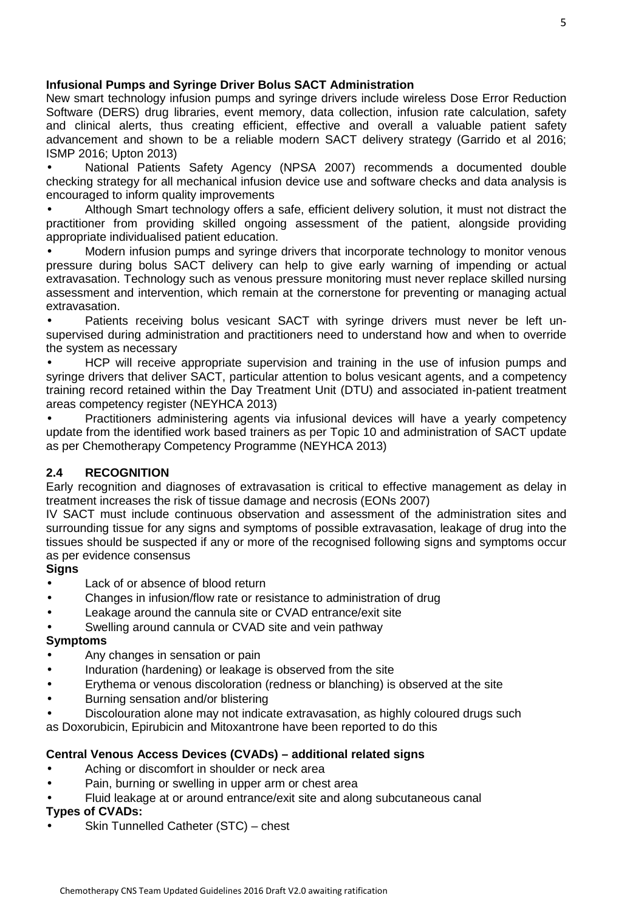**Infusional Pumps and Syringe Driver Bolus SACT Administration**

New smart technology infusion pumps and syringe drivers include wireless Dose Error Reduction Software (DERS) drug libraries, event memory, data collection, infusion rate calculation, safety and clinical alerts, thus creating efficient, effective and overall a valuable patient safety advancement and shown to be a reliable modern SACT delivery strategy (Garrido et al 2016; ISMP 2016; Upton 2013)

- National Patients Safety Agency (NPSA 2007) recommends a documented double checking strategy for all mechanical infusion device use and software checks and data analysis is encouraged to inform quality improvements
- Although Smart technology offers a safe, efficient delivery solution, it must not distract the practitioner from providing skilled ongoing assessment of the patient, alongside providing appropriate individualised patient education.
- Modern infusion pumps and syringe drivers that incorporate technology to monitor venous pressure during bolus SACT delivery can help to give early warning of impending or actual extravasation. Technology such as venous pressure monitoring must never replace skilled nursing assessment and intervention, which remain at the cornerstone for preventing or managing actual extravasation.
- Patients receiving bolus vesicant SACT with syringe drivers must never be left un-supervised during administration and practitioners need to understand how and when to override the system as necessary
- HCP will receive appropriate supervision and training in the use of infusion pumps and syringe drivers that deliver SACT, particular attention to bolus vesicant agents, and a competency training record retained within the Day Treatment Unit (DTU) and associated in-patient treatment areas competency register (NEYHCA 2013)
- Practitioners administering agents via infusional devices will have a yearly competency update from the identified work based trainers as per Topic 10 and administration of SACT update as per Chemotherapy Competency Programme (NEYHCA 2013)

## 2.4 RECOGNITION

Early recognition and diagnoses of extravasation is critical to effective management as delay in treatment increases the risk of tissue damage and necrosis (EONs 2007)

IV SACT must include continuous observation and assessment of the administration sites and surrounding tissue for any signs and symptoms of possible extravasation, leakage of drug into the tissues should be suspected if any or more of the recognised following signs and symptoms occur as per evidence consensus

**Signs**

- Lack of or absence of blood return
- Changes in infusion/flow rate or resistance to administration of drug
- Leakage around the cannula site or CVAD entrance/exit site
- Swelling around cannula or CVAD site and vein pathway

**Symptoms**

- Any changes in sensation or pain
- Induration (hardening) or leakage is observed from the site
- Erythema or venous discoloration (redness or blanching) is observed at the site
- Burning sensation and/or blistering
- Discolouration alone may not indicate extravasation, as highly coloured drugs such as Doxorubicin, Epirubicin and Mitoxantrone have been reported to do this

**Central Venous Access Devices (CVADs) – additional related signs**

- Aching or discomfort in shoulder or neck area
- Pain, burning or swelling in upper arm or chest area
- Fluid leakage at or around entrance/exit site and along subcutaneous canal

**Types of CVADs:**

- Skin Tunnelled Catheter (STC) – chest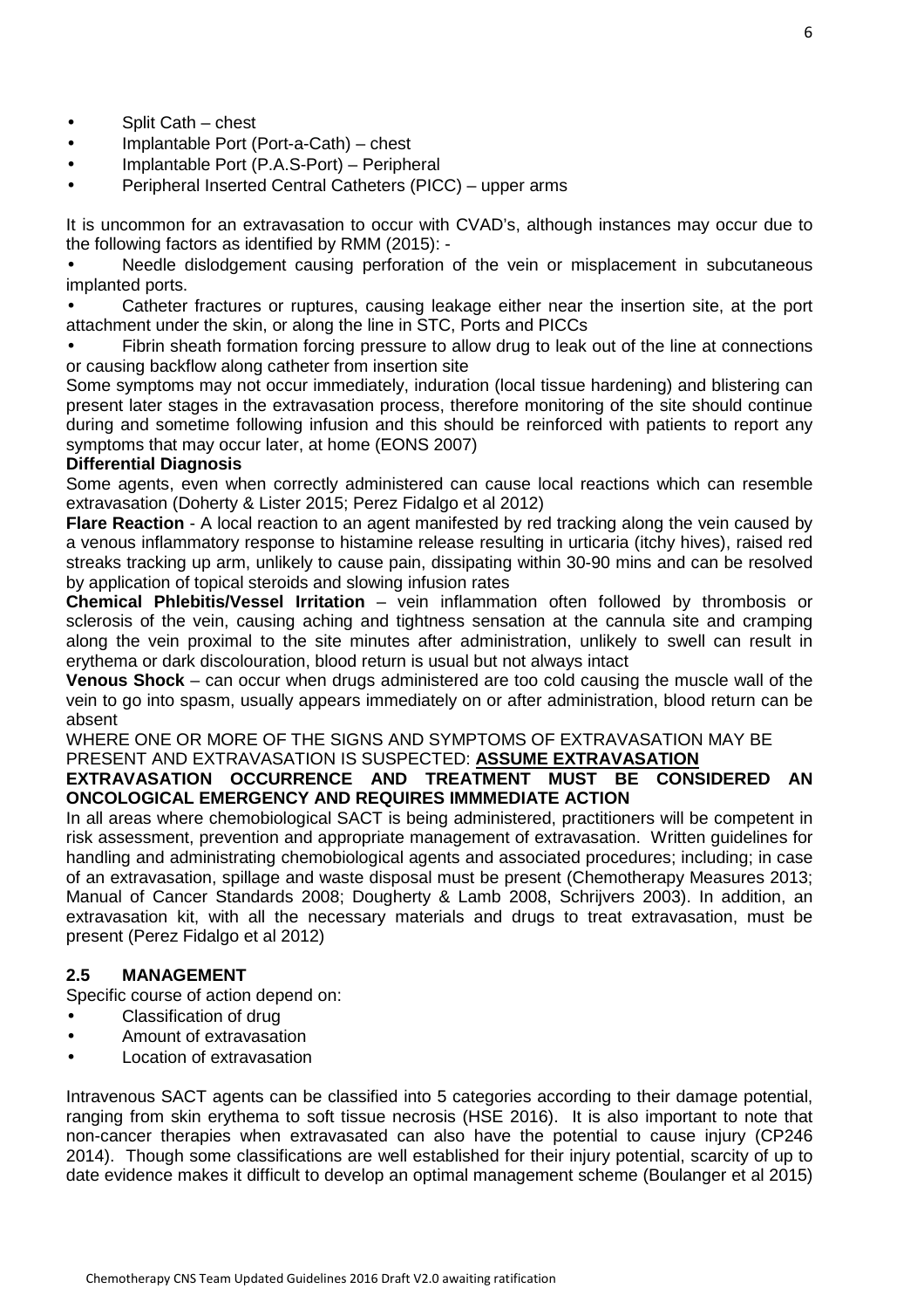- Split Cath – chest
- Implantable Port (Port-a-Cath) – chest
- Implantable Port (P.A.S-Port) – Peripheral
- Peripheral Inserted Central Catheters (PICC) – upper arms

It is uncommon for an extravasation to occur with CVAD's, although instances may occur due to the following factors as identified by RMM (2015): -

- Needle dislodgement causing perforation of the vein or misplacement in subcutaneous implanted ports.
- Catheter fractures or ruptures, causing leakage either near the insertion site, at the port attachment under the skin, or along the line in STC, Ports and PICCs
- Fibrin sheath formation forcing pressure to allow drug to leak out of the line at connections or causing backflow along catheter from insertion site

Some symptoms may not occur immediately, induration (local tissue hardening) and blistering can present later stages in the extravasation process, therefore monitoring of the site should continue during and sometime following infusion and this should be reinforced with patients to report any symptoms that may occur later, at home (EONS 2007)

**Differential Diagnosis**

Some agents, even when correctly administered can cause local reactions which can resemble extravasation (Doherty & Lister 2015; Perez Fidalgo et al 2012)

**Flare Reaction** - A local reaction to an agent manifested by red tracking along the vein caused by a venous inflammatory response to histamine release resulting in urticaria (itchy hives), raised red streaks tracking up arm, unlikely to cause pain, dissipating within 30-90 mins and can be resolved by application of topical steroids and slowing infusion rates

**Chemical Phlebitis/Vessel Irritation** – vein inflammation often followed by thrombosis or sclerosis of the vein, causing aching and tightness sensation at the cannula site and cramping along the vein proximal to the site minutes after administration, unlikely to swell can result in erythema or dark discolouration, blood return is usual but not always intact

**Venous Shock** – can occur when drugs administered are too cold causing the muscle wall of the vein to go into spasm, usually appears immediately on or after administration, blood return can be absent

WHERE ONE OR MORE OF THE SIGNS AND SYMPTOMS OF EXTRAVASATION MAY BE PRESENT AND EXTRAVASATION IS SUSPECTED: **ASSUME EXTRAVASATION**

**EXTRAVASATION OCCURRENCE AND TREATMENT MUST BE CONSIDERED AN ONCOLOGICAL EMERGENCY AND REQUIRES IMMMEDIATE ACTION**

In all areas where chemobiological SACT is being administered, practitioners will be competent in risk assessment, prevention and appropriate management of extravasation. Written guidelines for handling and administrating chemobiological agents and associated procedures; including; in case of an extravasation, spillage and waste disposal must be present (Chemotherapy Measures 2013; Manual of Cancer Standards 2008; Dougherty & Lamb 2008, Schrijvers 2003). In addition, an extravasation kit, with all the necessary materials and drugs to treat extravasation, must be present (Perez Fidalgo et al 2012)

## 2.5 MANAGEMENT

Specific course of action depend on:

- Classification of drug
- Amount of extravasation
- Location of extravasation

Intravenous SACT agents can be classified into 5 categories according to their damage potential, ranging from skin erythema to soft tissue necrosis (HSE 2016). It is also important to note that non-cancer therapies when extravasated can also have the potential to cause injury (CP246 2014). Though some classifications are well established for their injury potential, scarcity of up to date evidence makes it difficult to develop an optimal management scheme (Boulanger et al 2015)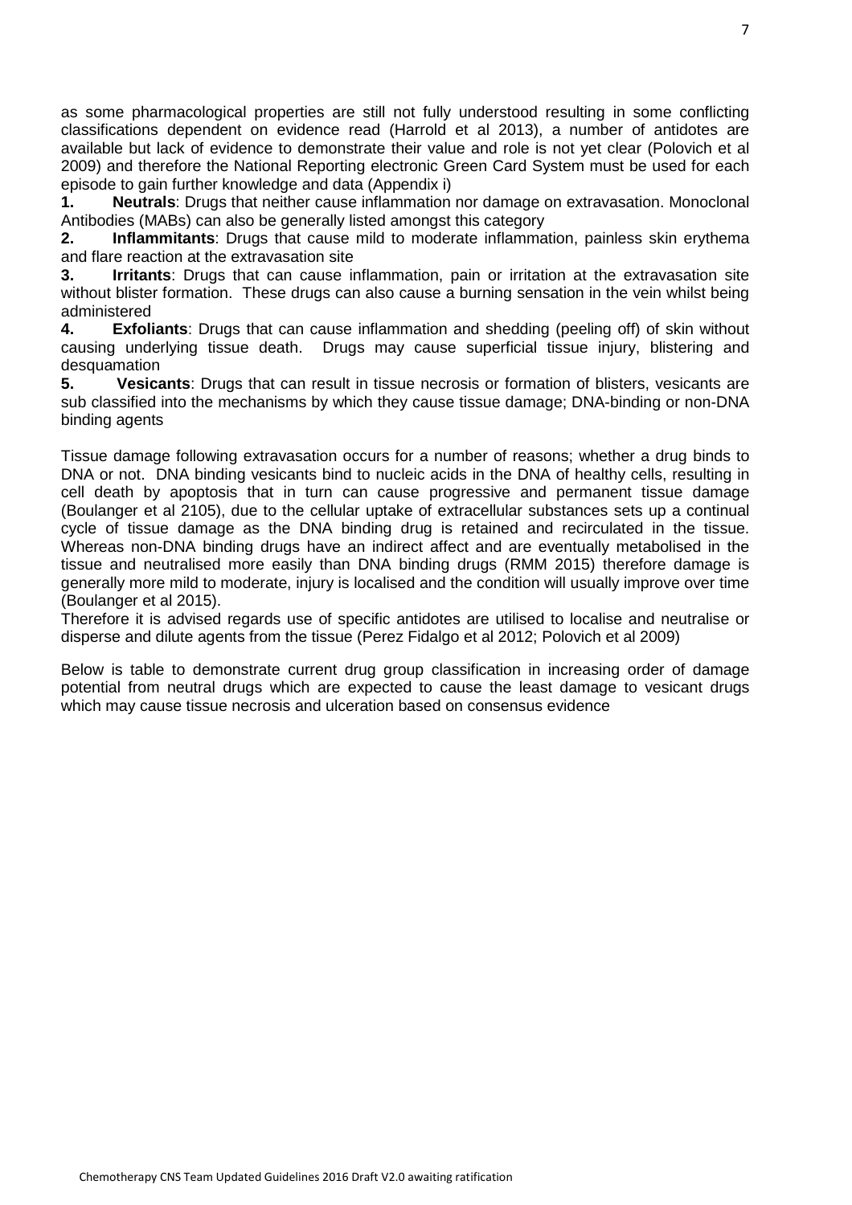as some pharmacological properties are still not fully understood resulting in some conflicting classifications dependent on evidence read (Harrold et al 2013), a number of antidotes are available but lack of evidence to demonstrate their value and role is not yet clear (Polovich et al 2009) and therefore the National Reporting electronic Green Card System must be used for each episode to gain further knowledge and data (Appendix i)

1. **Neutrals**: Drugs that neither cause inflammation nor damage on extravasation. Monoclonal Antibodies (MABs) can also be generally listed amongst this category
2. **Inflammitants**: Drugs that cause mild to moderate inflammation, painless skin erythema and flare reaction at the extravasation site
3. **Irritants**: Drugs that can cause inflammation, pain or irritation at the extravasation site without blister formation. These drugs can also cause a burning sensation in the vein whilst being administered
4. **Exfoliants**: Drugs that can cause inflammation and shedding (peeling off) of skin without causing underlying tissue death. Drugs may cause superficial tissue injury, blistering and desquamation
5. **Vesicants**: Drugs that can result in tissue necrosis or formation of blisters, vesicants are sub classified into the mechanisms by which they cause tissue damage; DNA-binding or non-DNA binding agents

Tissue damage following extravasation occurs for a number of reasons; whether a drug binds to DNA or not. DNA binding vesicants bind to nucleic acids in the DNA of healthy cells, resulting in cell death by apoptosis that in turn can cause progressive and permanent tissue damage (Boulanger et al 2105), due to the cellular uptake of extracellular substances sets up a continual cycle of tissue damage as the DNA binding drug is retained and recirculated in the tissue. Whereas non-DNA binding drugs have an indirect affect and are eventually metabolised in the tissue and neutralised more easily than DNA binding drugs (RMM 2015) therefore damage is generally more mild to moderate, injury is localised and the condition will usually improve over time (Boulanger et al 2015).

Therefore it is advised regards use of specific antidotes are utilised to localise and neutralise or disperse and dilute agents from the tissue (Perez Fidalgo et al 2012; Polovich et al 2009)

Below is table to demonstrate current drug group classification in increasing order of damage potential from neutral drugs which are expected to cause the least damage to vesicant drugs which may cause tissue necrosis and ulceration based on consensus evidence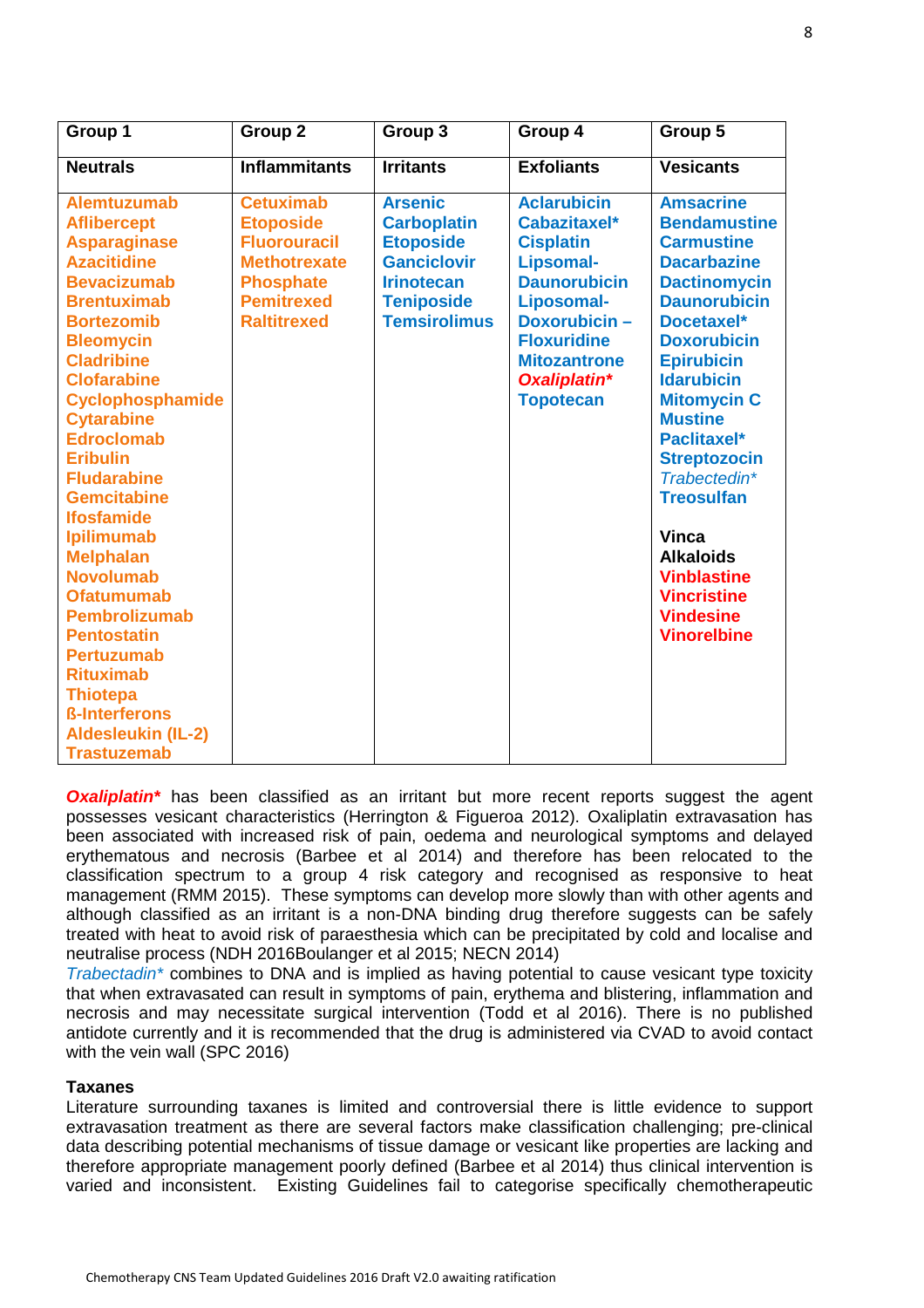| Group 1 | Group 2 | Group 3 | Group 4 | Group 5 |
|---|---|---|---|---|
| **Neutrals** | **Inflammitants** | **Irritants** | **Exfoliants** | **Vesicants** |
| **Alemtuzumab**<br>**Aflibercept**<br>**Asparaginase**<br>**Azacitidine**<br>**Bevacizumab**<br>**Brentuximab**<br>**Bortezomib**<br>**Bleomycin**<br>**Cladribine**<br>**Clofarabine**<br>**Cyclophosphamide**<br>**Cytarabine**<br>**Edroclomab**<br>**Eribulin**<br>**Fludarabine**<br>**Gemcitabine**<br>**Ifosfamide**<br>**Ipilimumab**<br>**Melphalan**<br>**Novolumab**<br>**Ofatumumab**<br>**Pembrolizumab**<br>**Pentostatin**<br>**Pertuzumab**<br>**Rituximab**<br>**Thiotepa**<br>**ß-Interferons**<br>**Aldesleukin (IL-2)**<br>**Trastuzemab** | **Cetuximab**<br>**Etoposide**<br>**Fluorouracil**<br>**Methotrexate**<br>**Phosphate**<br>**Pemitrexed**<br>**Raltitrexed** | **Arsenic**<br>**Carboplatin**<br>**Etoposide**<br>**Ganciclovir**<br>**Irinotecan**<br>**Teniposide**<br>**Temsirolimus** | **Aclarubicin**<br>**Cabazitaxel***<br>**Cisplatin**<br>**Lipsomal-**<br>**Daunorubicin**<br>**Liposomal-**<br>**Doxorubicin –**<br>**Floxuridine**<br>**Mitozantrone**<br>***Oxaliplatin****<br>**Topotecan** | **Amsacrine**<br>**Bendamustine**<br>**Carmustine**<br>**Dacarbazine**<br>**Dactinomycin**<br>**Daunorubicin**<br>**Docetaxel***<br>**Doxorubicin**<br>**Epirubicin**<br>**Idarubicin**<br>**Mitomycin C**<br>**Mustine**<br>**Paclitaxel***<br>**Streptozocin**<br>*Trabectedin**<br>**Treosulfan**<br><br>**Vinca Alkaloids**<br>**Vinblastine**<br>**Vincristine**<br>**Vindesine**<br>**Vinorelbine** |

***Oxaliplatin**** has been classified as an irritant but more recent reports suggest the agent possesses vesicant characteristics (Herrington & Figueroa 2012). Oxaliplatin extravasation has been associated with increased risk of pain, oedema and neurological symptoms and delayed erythematous and necrosis (Barbee et al 2014) and therefore has been relocated to the classification spectrum to a group 4 risk category and recognised as responsive to heat management (RMM 2015). These symptoms can develop more slowly than with other agents and although classified as an irritant is a non-DNA binding drug therefore suggests can be safely treated with heat to avoid risk of paraesthesia which can be precipitated by cold and localise and neutralise process (NDH 2016Boulanger et al 2015; NECN 2014)

*Trabectadin** combines to DNA and is implied as having potential to cause vesicant type toxicity that when extravasated can result in symptoms of pain, erythema and blistering, inflammation and necrosis and may necessitate surgical intervention (Todd et al 2016). There is no published antidote currently and it is recommended that the drug is administered via CVAD to avoid contact with the vein wall (SPC 2016)

**Taxanes**

Literature surrounding taxanes is limited and controversial there is little evidence to support extravasation treatment as there are several factors make classification challenging; pre-clinical data describing potential mechanisms of tissue damage or vesicant like properties are lacking and therefore appropriate management poorly defined (Barbee et al 2014) thus clinical intervention is varied and inconsistent. Existing Guidelines fail to categorise specifically chemotherapeutic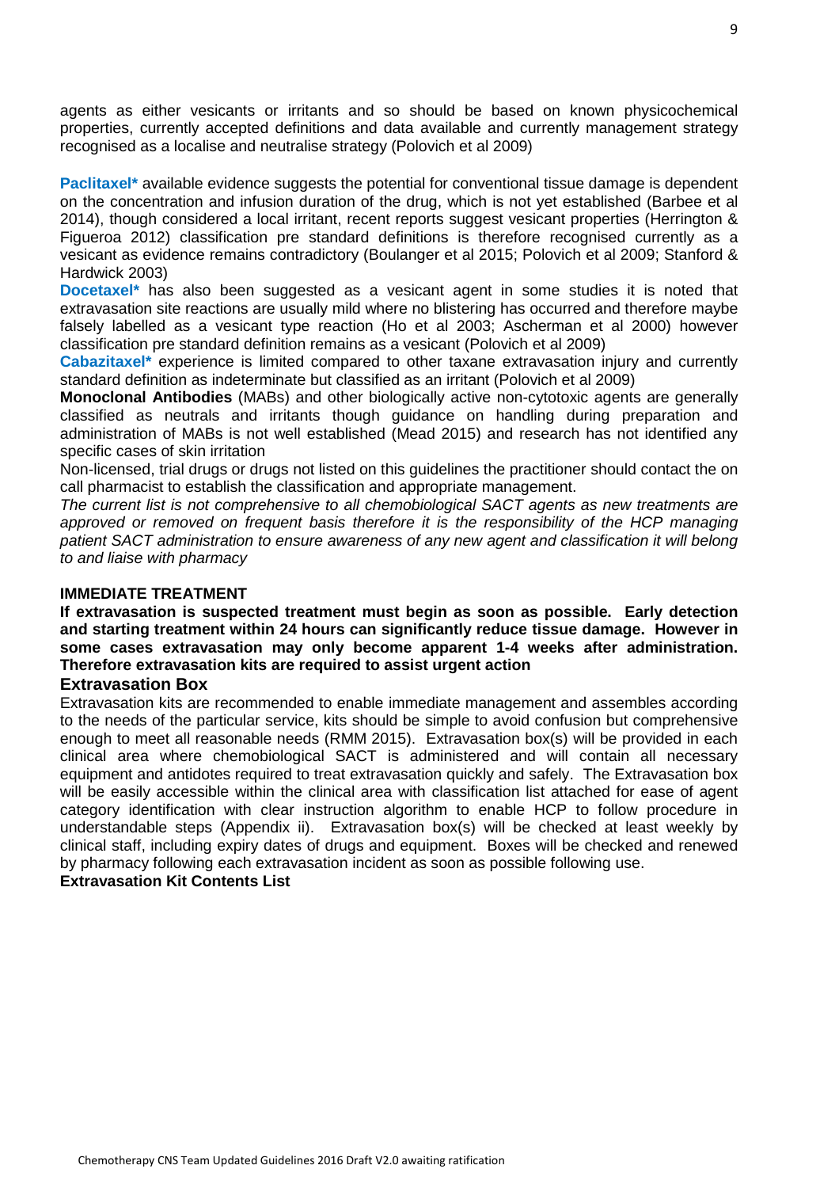agents as either vesicants or irritants and so should be based on known physicochemical properties, currently accepted definitions and data available and currently management strategy recognised as a localise and neutralise strategy (Polovich et al 2009)

**Paclitaxel*** available evidence suggests the potential for conventional tissue damage is dependent on the concentration and infusion duration of the drug, which is not yet established (Barbee et al 2014), though considered a local irritant, recent reports suggest vesicant properties (Herrington & Figueroa 2012) classification pre standard definitions is therefore recognised currently as a vesicant as evidence remains contradictory (Boulanger et al 2015; Polovich et al 2009; Stanford & Hardwick 2003)

**Docetaxel*** has also been suggested as a vesicant agent in some studies it is noted that extravasation site reactions are usually mild where no blistering has occurred and therefore maybe falsely labelled as a vesicant type reaction (Ho et al 2003; Ascherman et al 2000) however classification pre standard definition remains as a vesicant (Polovich et al 2009)

**Cabazitaxel*** experience is limited compared to other taxane extravasation injury and currently standard definition as indeterminate but classified as an irritant (Polovich et al 2009)

**Monoclonal Antibodies** (MABs) and other biologically active non-cytotoxic agents are generally classified as neutrals and irritants though guidance on handling during preparation and administration of MABs is not well established (Mead 2015) and research has not identified any specific cases of skin irritation

Non-licensed, trial drugs or drugs not listed on this guidelines the practitioner should contact the on call pharmacist to establish the classification and appropriate management.

*The current list is not comprehensive to all chemobiological SACT agents as new treatments are approved or removed on frequent basis therefore it is the responsibility of the HCP managing patient SACT administration to ensure awareness of any new agent and classification it will belong to and liaise with pharmacy*

**IMMEDIATE TREATMENT**

**If extravasation is suspected treatment must begin as soon as possible. Early detection and starting treatment within 24 hours can significantly reduce tissue damage. However in some cases extravasation may only become apparent 1-4 weeks after administration. Therefore extravasation kits are required to assist urgent action**

## Extravasation Box

Extravasation kits are recommended to enable immediate management and assembles according to the needs of the particular service, kits should be simple to avoid confusion but comprehensive enough to meet all reasonable needs (RMM 2015). Extravasation box(s) will be provided in each clinical area where chemobiological SACT is administered and will contain all necessary equipment and antidotes required to treat extravasation quickly and safely. The Extravasation box will be easily accessible within the clinical area with classification list attached for ease of agent category identification with clear instruction algorithm to enable HCP to follow procedure in understandable steps (Appendix ii). Extravasation box(s) will be checked at least weekly by clinical staff, including expiry dates of drugs and equipment. Boxes will be checked and renewed by pharmacy following each extravasation incident as soon as possible following use.

**Extravasation Kit Contents List**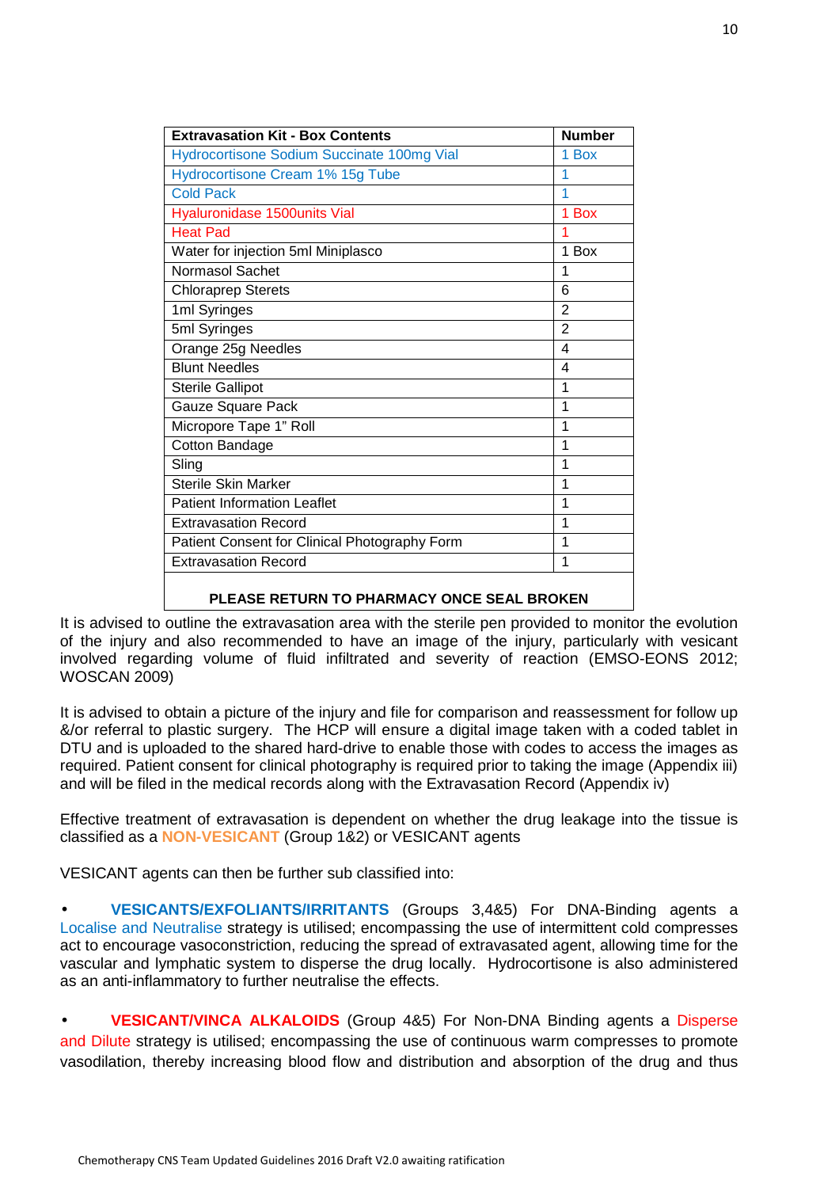| Extravasation Kit - Box Contents | Number |
|---|---|
| Hydrocortisone Sodium Succinate 100mg Vial | 1 Box |
| Hydrocortisone Cream 1% 15g Tube | 1 |
| Cold Pack | 1 |
| Hyaluronidase 1500units Vial | 1 Box |
| Heat Pad | 1 |
| Water for injection 5ml Miniplasco | 1 Box |
| Normasol Sachet | 1 |
| Chloraprep Sterets | 6 |
| 1ml Syringes | 2 |
| 5ml Syringes | 2 |
| Orange 25g Needles | 4 |
| Blunt Needles | 4 |
| Sterile Gallipot | 1 |
| Gauze Square Pack | 1 |
| Micropore Tape 1" Roll | 1 |
| Cotton Bandage | 1 |
| Sling | 1 |
| Sterile Skin Marker | 1 |
| Patient Information Leaflet | 1 |
| Extravasation Record | 1 |
| Patient Consent for Clinical Photography Form | 1 |
| Extravasation Record | 1 |
| **PLEASE RETURN TO PHARMACY ONCE SEAL BROKEN** | |

It is advised to outline the extravasation area with the sterile pen provided to monitor the evolution of the injury and also recommended to have an image of the injury, particularly with vesicant involved regarding volume of fluid infiltrated and severity of reaction (EMSO-EONS 2012; WOSCAN 2009)

It is advised to obtain a picture of the injury and file for comparison and reassessment for follow up &/or referral to plastic surgery. The HCP will ensure a digital image taken with a coded tablet in DTU and is uploaded to the shared hard-drive to enable those with codes to access the images as required. Patient consent for clinical photography is required prior to taking the image (Appendix iii) and will be filed in the medical records along with the Extravasation Record (Appendix iv)

Effective treatment of extravasation is dependent on whether the drug leakage into the tissue is classified as a **NON-VESICANT** (Group 1&2) or VESICANT agents

VESICANT agents can then be further sub classified into:

- **VESICANTS/EXFOLIANTS/IRRITANTS** (Groups 3,4&5) For DNA-Binding agents a Localise and Neutralise strategy is utilised; encompassing the use of intermittent cold compresses act to encourage vasoconstriction, reducing the spread of extravasated agent, allowing time for the vascular and lymphatic system to disperse the drug locally. Hydrocortisone is also administered as an anti-inflammatory to further neutralise the effects.

- **VESICANT/VINCA ALKALOIDS** (Group 4&5) For Non-DNA Binding agents a Disperse and Dilute strategy is utilised; encompassing the use of continuous warm compresses to promote vasodilation, thereby increasing blood flow and distribution and absorption of the drug and thus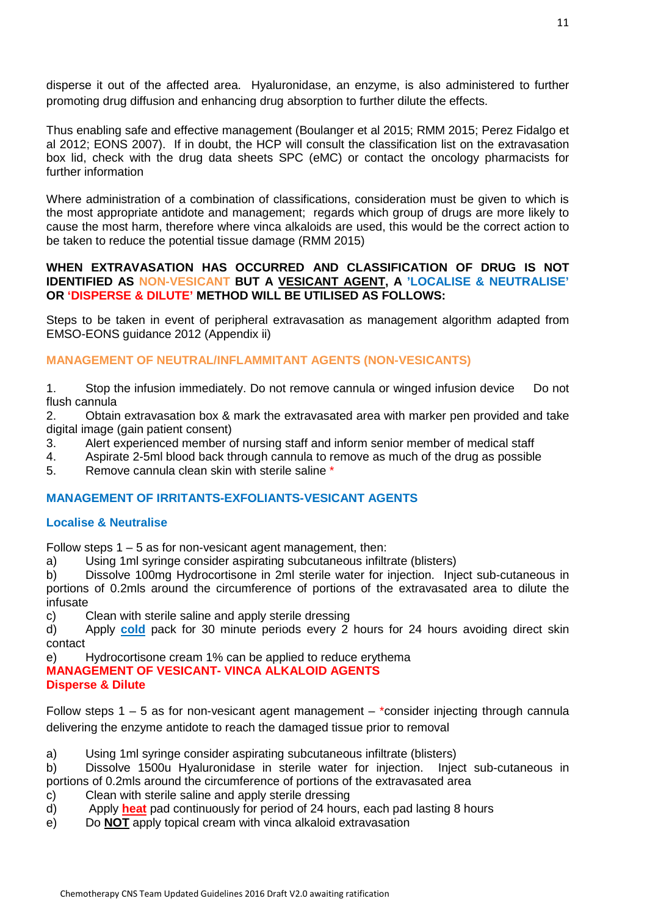disperse it out of the affected area. Hyaluronidase, an enzyme, is also administered to further promoting drug diffusion and enhancing drug absorption to further dilute the effects.

Thus enabling safe and effective management (Boulanger et al 2015; RMM 2015; Perez Fidalgo et al 2012; EONS 2007). If in doubt, the HCP will consult the classification list on the extravasation box lid, check with the drug data sheets SPC (eMC) or contact the oncology pharmacists for further information

Where administration of a combination of classifications, consideration must be given to which is the most appropriate antidote and management; regards which group of drugs are more likely to cause the most harm, therefore where vinca alkaloids are used, this would be the correct action to be taken to reduce the potential tissue damage (RMM 2015)

**WHEN EXTRAVASATION HAS OCCURRED AND CLASSIFICATION OF DRUG IS NOT IDENTIFIED AS NON-VESICANT BUT A VESICANT AGENT, A 'LOCALISE & NEUTRALISE' OR 'DISPERSE & DILUTE' METHOD WILL BE UTILISED AS FOLLOWS:**

Steps to be taken in event of peripheral extravasation as management algorithm adapted from EMSO-EONS guidance 2012 (Appendix ii)

### MANAGEMENT OF NEUTRAL/INFLAMMITANT AGENTS (NON-VESICANTS)

1. Stop the infusion immediately. Do not remove cannula or winged infusion device Do not flush cannula
2. Obtain extravasation box & mark the extravasated area with marker pen provided and take digital image (gain patient consent)
3. Alert experienced member of nursing staff and inform senior member of medical staff
4. Aspirate 2-5ml blood back through cannula to remove as much of the drug as possible
5. Remove cannula clean skin with sterile saline *

### MANAGEMENT OF IRRITANTS-EXFOLIANTS-VESICANT AGENTS

#### Localise & Neutralise

Follow steps 1 – 5 as for non-vesicant agent management, then:

a) Using 1ml syringe consider aspirating subcutaneous infiltrate (blisters)
b) Dissolve 100mg Hydrocortisone in 2ml sterile water for injection. Inject sub-cutaneous in portions of 0.2mls around the circumference of portions of the extravasated area to dilute the infusate
c) Clean with sterile saline and apply sterile dressing
d) Apply **cold** pack for 30 minute periods every 2 hours for 24 hours avoiding direct skin contact
e) Hydrocortisone cream 1% can be applied to reduce erythema

### MANAGEMENT OF VESICANT- VINCA ALKALOID AGENTS

#### Disperse & Dilute

Follow steps 1 – 5 as for non-vesicant agent management – *consider injecting through cannula delivering the enzyme antidote to reach the damaged tissue prior to removal

a) Using 1ml syringe consider aspirating subcutaneous infiltrate (blisters)
b) Dissolve 1500u Hyaluronidase in sterile water for injection. Inject sub-cutaneous in portions of 0.2mls around the circumference of portions of the extravasated area
c) Clean with sterile saline and apply sterile dressing
d) Apply **heat** pad continuously for period of 24 hours, each pad lasting 8 hours
e) Do **NOT** apply topical cream with vinca alkaloid extravasation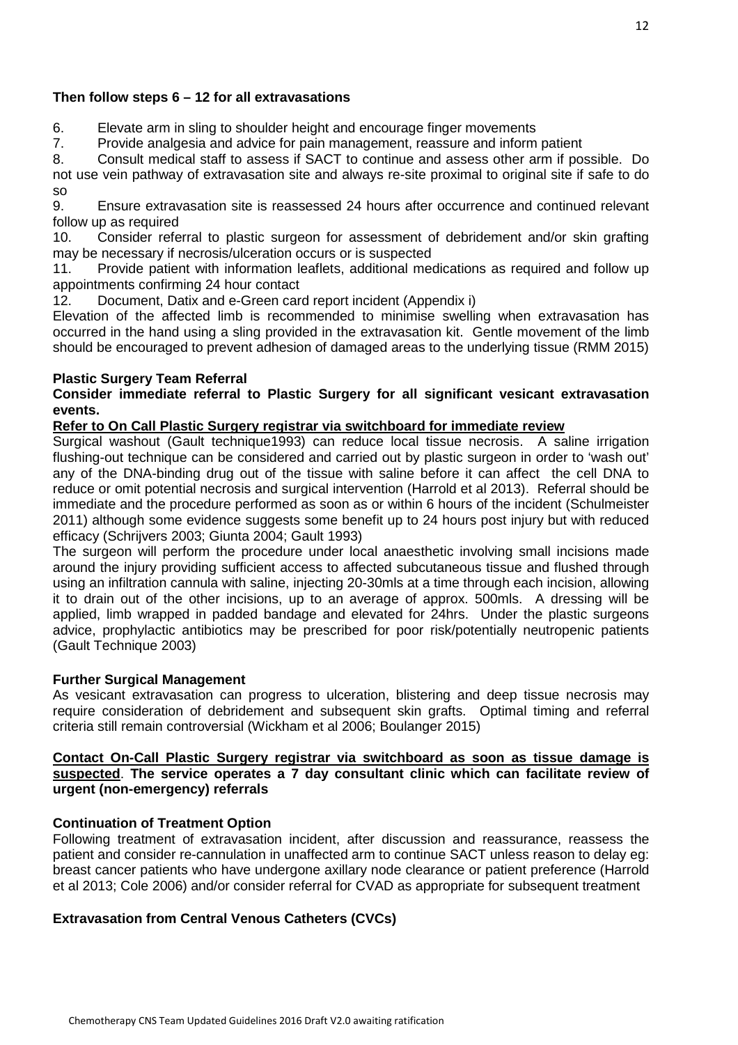**Then follow steps 6 – 12 for all extravasations**

6. Elevate arm in sling to shoulder height and encourage finger movements
7. Provide analgesia and advice for pain management, reassure and inform patient
8. Consult medical staff to assess if SACT to continue and assess other arm if possible. Do not use vein pathway of extravasation site and always re-site proximal to original site if safe to do so
9. Ensure extravasation site is reassessed 24 hours after occurrence and continued relevant follow up as required
10. Consider referral to plastic surgeon for assessment of debridement and/or skin grafting may be necessary if necrosis/ulceration occurs or is suspected
11. Provide patient with information leaflets, additional medications as required and follow up appointments confirming 24 hour contact
12. Document, Datix and e-Green card report incident (Appendix i)

Elevation of the affected limb is recommended to minimise swelling when extravasation has occurred in the hand using a sling provided in the extravasation kit. Gentle movement of the limb should be encouraged to prevent adhesion of damaged areas to the underlying tissue (RMM 2015)

**Plastic Surgery Team Referral**

**Consider immediate referral to Plastic Surgery for all significant vesicant extravasation events.**

**Refer to On Call Plastic Surgery registrar via switchboard for immediate review**

Surgical washout (Gault technique1993) can reduce local tissue necrosis. A saline irrigation flushing-out technique can be considered and carried out by plastic surgeon in order to 'wash out' any of the DNA-binding drug out of the tissue with saline before it can affect the cell DNA to reduce or omit potential necrosis and surgical intervention (Harrold et al 2013). Referral should be immediate and the procedure performed as soon as or within 6 hours of the incident (Schulmeister 2011) although some evidence suggests some benefit up to 24 hours post injury but with reduced efficacy (Schrijvers 2003; Giunta 2004; Gault 1993)

The surgeon will perform the procedure under local anaesthetic involving small incisions made around the injury providing sufficient access to affected subcutaneous tissue and flushed through using an infiltration cannula with saline, injecting 20-30mls at a time through each incision, allowing it to drain out of the other incisions, up to an average of approx. 500mls. A dressing will be applied, limb wrapped in padded bandage and elevated for 24hrs. Under the plastic surgeons advice, prophylactic antibiotics may be prescribed for poor risk/potentially neutropenic patients (Gault Technique 2003)

**Further Surgical Management**

As vesicant extravasation can progress to ulceration, blistering and deep tissue necrosis may require consideration of debridement and subsequent skin grafts. Optimal timing and referral criteria still remain controversial (Wickham et al 2006; Boulanger 2015)

**Contact On-Call Plastic Surgery registrar via switchboard as soon as tissue damage is suspected. The service operates a 7 day consultant clinic which can facilitate review of urgent (non-emergency) referrals**

**Continuation of Treatment Option**

Following treatment of extravasation incident, after discussion and reassurance, reassess the patient and consider re-cannulation in unaffected arm to continue SACT unless reason to delay eg: breast cancer patients who have undergone axillary node clearance or patient preference (Harrold et al 2013; Cole 2006) and/or consider referral for CVAD as appropriate for subsequent treatment

**Extravasation from Central Venous Catheters (CVCs)**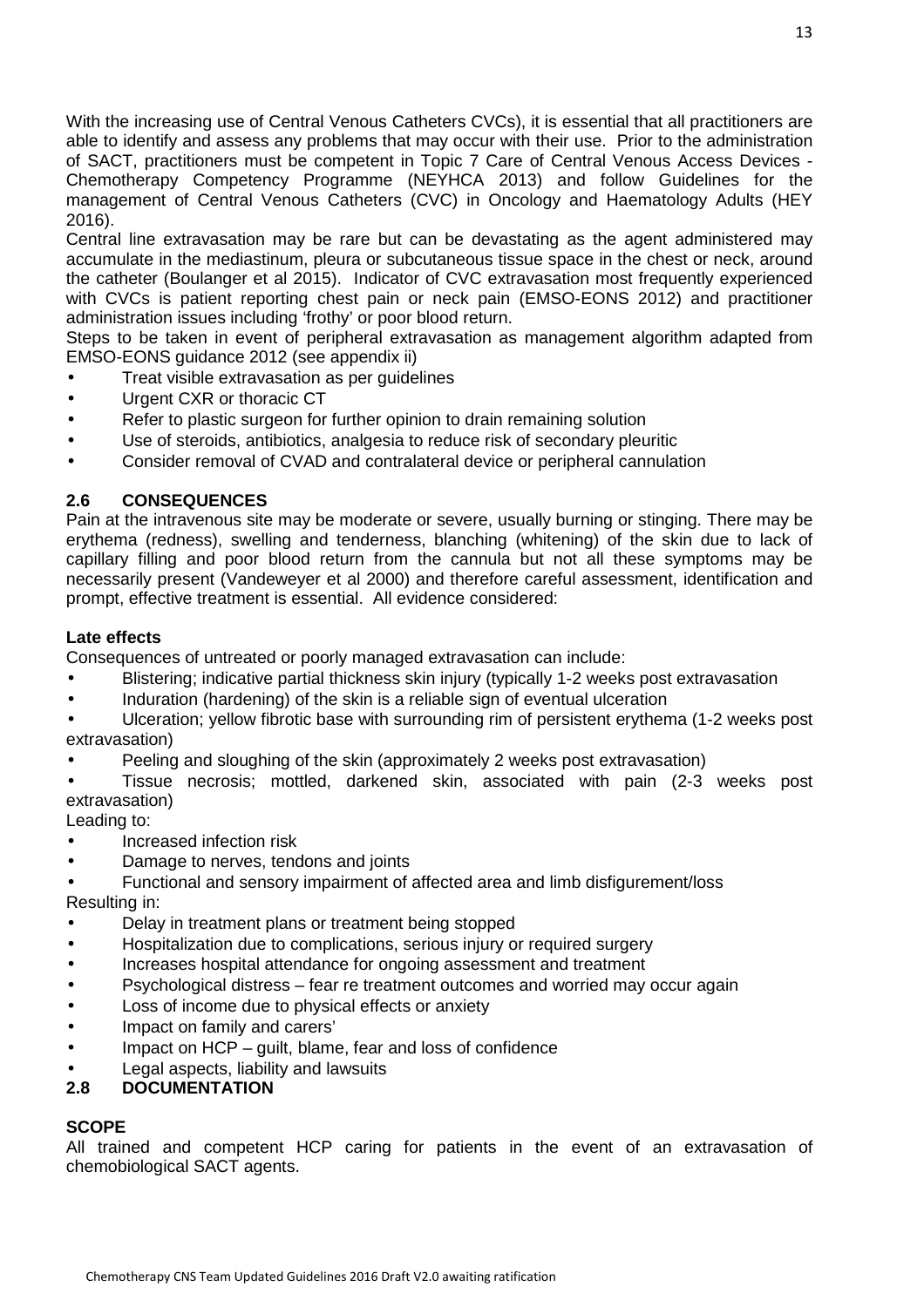With the increasing use of Central Venous Catheters CVCs), it is essential that all practitioners are able to identify and assess any problems that may occur with their use. Prior to the administration of SACT, practitioners must be competent in Topic 7 Care of Central Venous Access Devices - Chemotherapy Competency Programme (NEYHCA 2013) and follow Guidelines for the management of Central Venous Catheters (CVC) in Oncology and Haematology Adults (HEY 2016).

Central line extravasation may be rare but can be devastating as the agent administered may accumulate in the mediastinum, pleura or subcutaneous tissue space in the chest or neck, around the catheter (Boulanger et al 2015). Indicator of CVC extravasation most frequently experienced with CVCs is patient reporting chest pain or neck pain (EMSO-EONS 2012) and practitioner administration issues including 'frothy' or poor blood return.

Steps to be taken in event of peripheral extravasation as management algorithm adapted from EMSO-EONS guidance 2012 (see appendix ii)

- Treat visible extravasation as per guidelines
- Urgent CXR or thoracic CT
- Refer to plastic surgeon for further opinion to drain remaining solution
- Use of steroids, antibiotics, analgesia to reduce risk of secondary pleuritic
- Consider removal of CVAD and contralateral device or peripheral cannulation

## 2.6 CONSEQUENCES

Pain at the intravenous site may be moderate or severe, usually burning or stinging. There may be erythema (redness), swelling and tenderness, blanching (whitening) of the skin due to lack of capillary filling and poor blood return from the cannula but not all these symptoms may be necessarily present (Vandeweyer et al 2000) and therefore careful assessment, identification and prompt, effective treatment is essential. All evidence considered:

**Late effects**

Consequences of untreated or poorly managed extravasation can include:

- Blistering; indicative partial thickness skin injury (typically 1-2 weeks post extravasation
- Induration (hardening) of the skin is a reliable sign of eventual ulceration
- Ulceration; yellow fibrotic base with surrounding rim of persistent erythema (1-2 weeks post extravasation)
- Peeling and sloughing of the skin (approximately 2 weeks post extravasation)
- Tissue necrosis; mottled, darkened skin, associated with pain (2-3 weeks post extravasation)

Leading to:

- Increased infection risk
- Damage to nerves, tendons and joints
- Functional and sensory impairment of affected area and limb disfigurement/loss

Resulting in:

- Delay in treatment plans or treatment being stopped
- Hospitalization due to complications, serious injury or required surgery
- Increases hospital attendance for ongoing assessment and treatment
- Psychological distress – fear re treatment outcomes and worried may occur again
- Loss of income due to physical effects or anxiety
- Impact on family and carers'
- Impact on HCP – guilt, blame, fear and loss of confidence
- Legal aspects, liability and lawsuits

## 2.8 DOCUMENTATION

**SCOPE**

All trained and competent HCP caring for patients in the event of an extravasation of chemobiological SACT agents.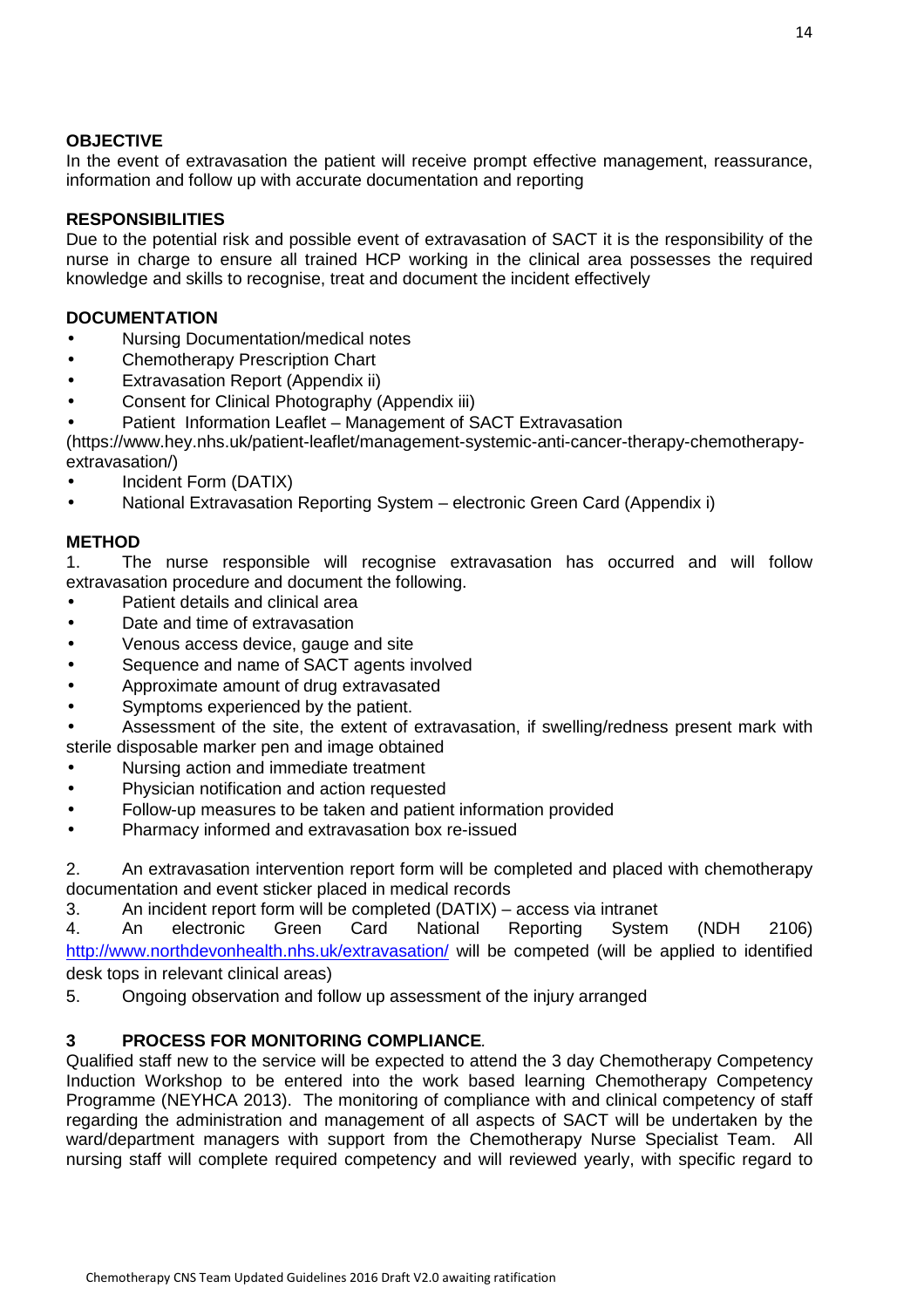**OBJECTIVE**

In the event of extravasation the patient will receive prompt effective management, reassurance, information and follow up with accurate documentation and reporting

**RESPONSIBILITIES**

Due to the potential risk and possible event of extravasation of SACT it is the responsibility of the nurse in charge to ensure all trained HCP working in the clinical area possesses the required knowledge and skills to recognise, treat and document the incident effectively

**DOCUMENTATION**

- Nursing Documentation/medical notes
- Chemotherapy Prescription Chart
- Extravasation Report (Appendix ii)
- Consent for Clinical Photography (Appendix iii)
- Patient Information Leaflet – Management of SACT Extravasation (https://www.hey.nhs.uk/patient-leaflet/management-systemic-anti-cancer-therapy-chemotherapy-extravasation/)
- Incident Form (DATIX)
- National Extravasation Reporting System – electronic Green Card (Appendix i)

**METHOD**

1. The nurse responsible will recognise extravasation has occurred and will follow extravasation procedure and document the following.
   - Patient details and clinical area
   - Date and time of extravasation
   - Venous access device, gauge and site
   - Sequence and name of SACT agents involved
   - Approximate amount of drug extravasated
   - Symptoms experienced by the patient.
   - Assessment of the site, the extent of extravasation, if swelling/redness present mark with sterile disposable marker pen and image obtained
   - Nursing action and immediate treatment
   - Physician notification and action requested
   - Follow-up measures to be taken and patient information provided
   - Pharmacy informed and extravasation box re-issued

2. An extravasation intervention report form will be completed and placed with chemotherapy documentation and event sticker placed in medical records
3. An incident report form will be completed (DATIX) – access via intranet
4. An electronic Green Card National Reporting System (NDH 2106) http://www.northdevonhealth.nhs.uk/extravasation/ will be competed (will be applied to identified desk tops in relevant clinical areas)
5. Ongoing observation and follow up assessment of the injury arranged

## 3 PROCESS FOR MONITORING COMPLIANCE.

Qualified staff new to the service will be expected to attend the 3 day Chemotherapy Competency Induction Workshop to be entered into the work based learning Chemotherapy Competency Programme (NEYHCA 2013). The monitoring of compliance with and clinical competency of staff regarding the administration and management of all aspects of SACT will be undertaken by the ward/department managers with support from the Chemotherapy Nurse Specialist Team. All nursing staff will complete required competency and will reviewed yearly, with specific regard to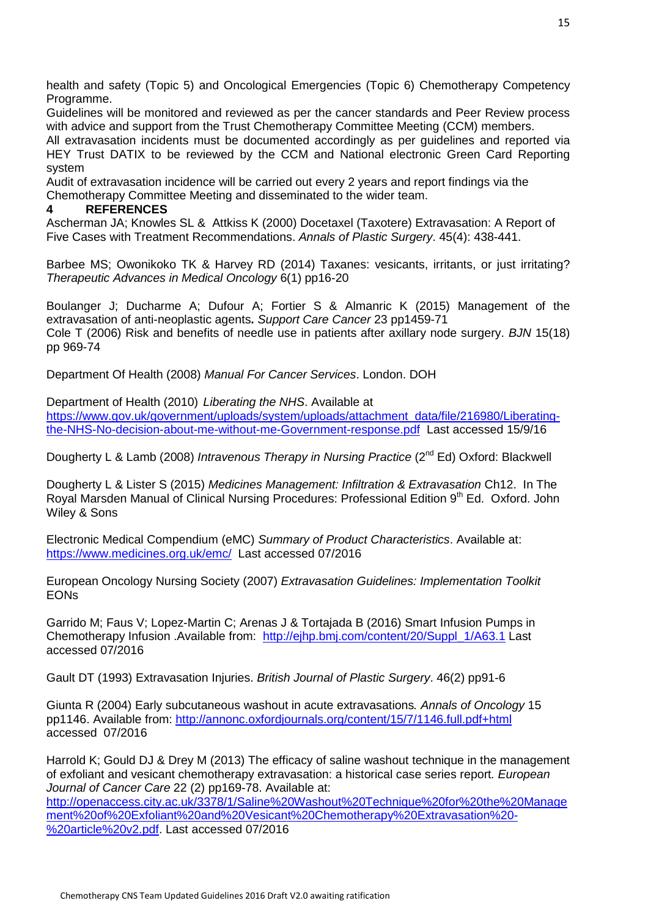health and safety (Topic 5) and Oncological Emergencies (Topic 6) Chemotherapy Competency Programme.

Guidelines will be monitored and reviewed as per the cancer standards and Peer Review process with advice and support from the Trust Chemotherapy Committee Meeting (CCM) members.

All extravasation incidents must be documented accordingly as per guidelines and reported via HEY Trust DATIX to be reviewed by the CCM and National electronic Green Card Reporting system

Audit of extravasation incidence will be carried out every 2 years and report findings via the Chemotherapy Committee Meeting and disseminated to the wider team.

## 4 REFERENCES

Ascherman JA; Knowles SL & Attkiss K (2000) Docetaxel (Taxotere) Extravasation: A Report of Five Cases with Treatment Recommendations. *Annals of Plastic Surgery*. 45(4): 438-441.

Barbee MS; Owonikoko TK & Harvey RD (2014) Taxanes: vesicants, irritants, or just irritating? *Therapeutic Advances in Medical Oncology* 6(1) pp16-20

Boulanger J; Ducharme A; Dufour A; Fortier S & Almanric K (2015) Management of the extravasation of anti-neoplastic agents**.** *Support Care Cancer* 23 pp1459-71

Cole T (2006) Risk and benefits of needle use in patients after axillary node surgery. *BJN* 15(18) pp 969-74

Department Of Health (2008) *Manual For Cancer Services*. London. DOH

Department of Health (2010) *Liberating the NHS*. Available at https://www.gov.uk/government/uploads/system/uploads/attachment_data/file/216980/Liberating-the-NHS-No-decision-about-me-without-me-Government-response.pdf Last accessed 15/9/16

Dougherty L & Lamb (2008) *Intravenous Therapy in Nursing Practice* (2nd Ed) Oxford: Blackwell

Dougherty L & Lister S (2015) *Medicines Management: Infiltration & Extravasation* Ch12. In The Royal Marsden Manual of Clinical Nursing Procedures: Professional Edition 9th Ed. Oxford. John Wiley & Sons

Electronic Medical Compendium (eMC) *Summary of Product Characteristics*. Available at: https://www.medicines.org.uk/emc/ Last accessed 07/2016

European Oncology Nursing Society (2007) *Extravasation Guidelines: Implementation Toolkit* EONs

Garrido M; Faus V; Lopez-Martin C; Arenas J & Tortajada B (2016) Smart Infusion Pumps in Chemotherapy Infusion .Available from: http://ejhp.bmj.com/content/20/Suppl_1/A63.1 Last accessed 07/2016

Gault DT (1993) Extravasation Injuries. *British Journal of Plastic Surgery*. 46(2) pp91-6

Giunta R (2004) Early subcutaneous washout in acute extravasations*. Annals of Oncology* 15 pp1146. Available from: http://annonc.oxfordjournals.org/content/15/7/1146.full.pdf+html accessed 07/2016

Harrold K; Gould DJ & Drey M (2013) The efficacy of saline washout technique in the management of exfoliant and vesicant chemotherapy extravasation: a historical case series report*. European Journal of Cancer Care* 22 (2) pp169-78. Available at: http://openaccess.city.ac.uk/3378/1/Saline%20Washout%20Technique%20for%20the%20Management%20of%20Exfoliant%20and%20Vesicant%20Chemotherapy%20Extravasation%20-%20article%20v2.pdf. Last accessed 07/2016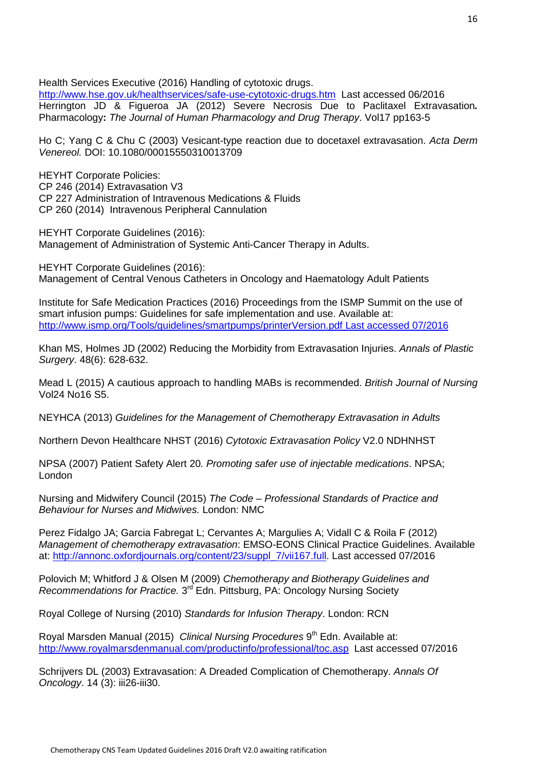Health Services Executive (2016) Handling of cytotoxic drugs. http://www.hse.gov.uk/healthservices/safe-use-cytotoxic-drugs.htm Last accessed 06/2016
Herrington JD & Figueroa JA (2012) Severe Necrosis Due to Paclitaxel Extravasation**.** Pharmacology**:** *The Journal of Human Pharmacology and Drug Therapy*. Vol17 pp163-5

Ho C; Yang C & Chu C (2003) Vesicant-type reaction due to docetaxel extravasation. *Acta Derm Venereol.* DOI: 10.1080/00015550310013709

HEYHT Corporate Policies:
CP 246 (2014) Extravasation V3
CP 227 Administration of Intravenous Medications & Fluids
CP 260 (2014) Intravenous Peripheral Cannulation

HEYHT Corporate Guidelines (2016):
Management of Administration of Systemic Anti-Cancer Therapy in Adults.

HEYHT Corporate Guidelines (2016):
Management of Central Venous Catheters in Oncology and Haematology Adult Patients

Institute for Safe Medication Practices (2016) Proceedings from the ISMP Summit on the use of smart infusion pumps: Guidelines for safe implementation and use. Available at: http://www.ismp.org/Tools/guidelines/smartpumps/printerVersion.pdf Last accessed 07/2016

Khan MS, Holmes JD (2002) Reducing the Morbidity from Extravasation Injuries. *Annals of Plastic Surgery*. 48(6): 628-632.

Mead L (2015) A cautious approach to handling MABs is recommended. *British Journal of Nursing* Vol24 No16 S5.

NEYHCA (2013) *Guidelines for the Management of Chemotherapy Extravasation in Adults*

Northern Devon Healthcare NHST (2016) *Cytotoxic Extravasation Policy* V2.0 NDHNHST

NPSA (2007) Patient Safety Alert 20*. Promoting safer use of injectable medications*. NPSA; London

Nursing and Midwifery Council (2015) *The Code – Professional Standards of Practice and Behaviour for Nurses and Midwives.* London: NMC

Perez Fidalgo JA; Garcia Fabregat L; Cervantes A; Margulies A; Vidall C & Roila F (2012) *Management of chemotherapy extravasation*: EMSO-EONS Clinical Practice Guidelines. Available at: http://annonc.oxfordjournals.org/content/23/suppl_7/vii167.full. Last accessed 07/2016

Polovich M; Whitford J & Olsen M (2009) *Chemotherapy and Biotherapy Guidelines and Recommendations for Practice.* 3rd Edn. Pittsburg, PA: Oncology Nursing Society

Royal College of Nursing (2010) *Standards for Infusion Therapy*. London: RCN

Royal Marsden Manual (2015) *Clinical Nursing Procedures* 9th Edn. Available at: http://www.royalmarsdenmanual.com/productinfo/professional/toc.asp Last accessed 07/2016

Schrijvers DL (2003) Extravasation: A Dreaded Complication of Chemotherapy. *Annals Of Oncology*. 14 (3): iii26-iii30.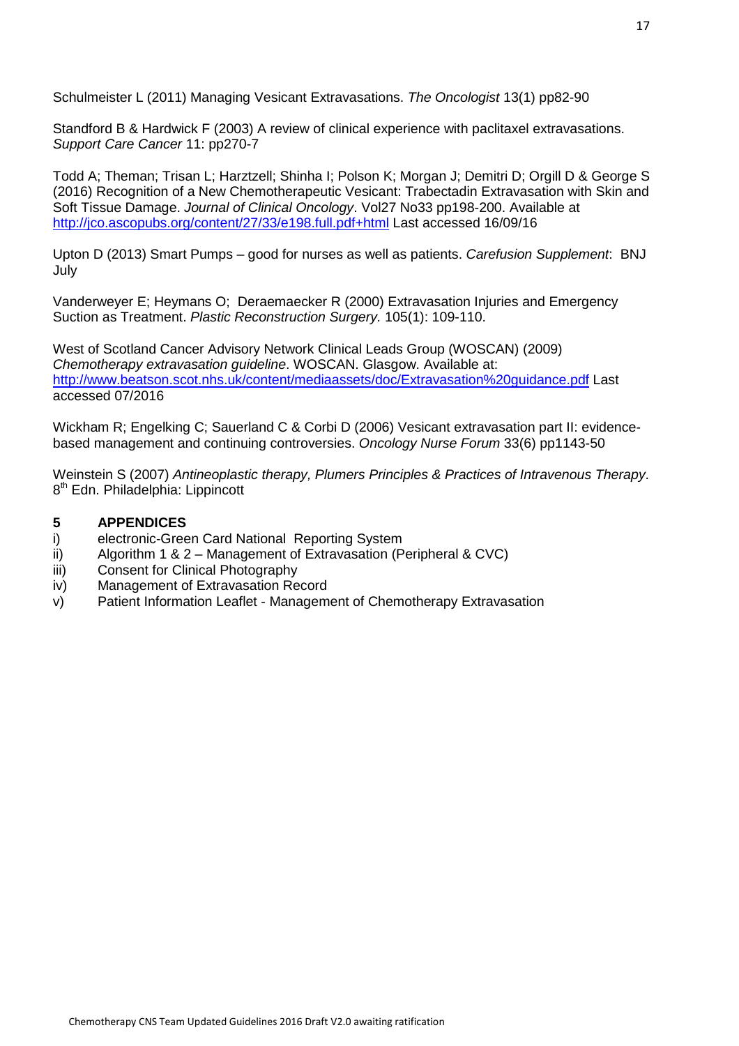Schulmeister L (2011) Managing Vesicant Extravasations. *The Oncologist* 13(1) pp82-90

Standford B & Hardwick F (2003) A review of clinical experience with paclitaxel extravasations. *Support Care Cancer* 11: pp270-7

Todd A; Theman; Trisan L; Harztzell; Shinha I; Polson K; Morgan J; Demitri D; Orgill D & George S (2016) Recognition of a New Chemotherapeutic Vesicant: Trabectadin Extravasation with Skin and Soft Tissue Damage. *Journal of Clinical Oncology*. Vol27 No33 pp198-200. Available at http://jco.ascopubs.org/content/27/33/e198.full.pdf+html Last accessed 16/09/16

Upton D (2013) Smart Pumps – good for nurses as well as patients. *Carefusion Supplement*: BNJ July

Vanderweyer E; Heymans O; Deraemaecker R (2000) Extravasation Injuries and Emergency Suction as Treatment. *Plastic Reconstruction Surgery.* 105(1): 109-110.

West of Scotland Cancer Advisory Network Clinical Leads Group (WOSCAN) (2009) *Chemotherapy extravasation guideline*. WOSCAN. Glasgow. Available at: http://www.beatson.scot.nhs.uk/content/mediaassets/doc/Extravasation%20guidance.pdf Last accessed 07/2016

Wickham R; Engelking C; Sauerland C & Corbi D (2006) Vesicant extravasation part II: evidence-based management and continuing controversies. *Oncology Nurse Forum* 33(6) pp1143-50

Weinstein S (2007) *Antineoplastic therapy, Plumers Principles & Practices of Intravenous Therapy*. 8th Edn. Philadelphia: Lippincott

## 5 APPENDICES

- i) electronic-Green Card National Reporting System
- ii) Algorithm 1 & 2 – Management of Extravasation (Peripheral & CVC)
- iii) Consent for Clinical Photography
- iv) Management of Extravasation Record
- v) Patient Information Leaflet - Management of Chemotherapy Extravasation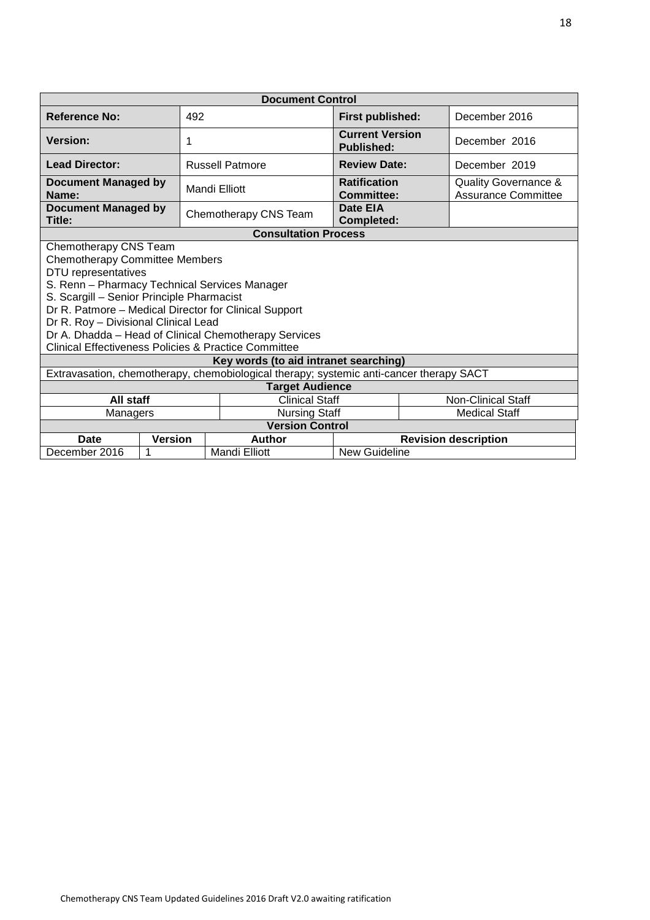| Document Control | | | |
|---|---|---|---|
| **Reference No:** | 492 | **First published:** | December 2016 |
| **Version:** | 1 | **Current Version Published:** | December 2016 |
| **Lead Director:** | Russell Patmore | **Review Date:** | December 2019 |
| **Document Managed by Name:** | Mandi Elliott | **Ratification Committee:** | Quality Governance & Assurance Committee |
| **Document Managed by Title:** | Chemotherapy CNS Team | **Date EIA Completed:** | |

**Consultation Process**

Chemotherapy CNS Team
Chemotherapy Committee Members
DTU representatives
S. Renn – Pharmacy Technical Services Manager
S. Scargill – Senior Principle Pharmacist
Dr R. Patmore – Medical Director for Clinical Support
Dr R. Roy – Divisional Clinical Lead
Dr A. Dhadda – Head of Clinical Chemotherapy Services
Clinical Effectiveness Policies & Practice Committee

**Key words (to aid intranet searching)**

Extravasation, chemotherapy, chemobiological therapy; systemic anti-cancer therapy SACT

**Target Audience**

| **All staff** | Clinical Staff | Non-Clinical Staff |
|---|---|---|
| Managers | Nursing Staff | Medical Staff |

**Version Control**

| Date | Version | Author | Revision description |
|---|---|---|---|
| December 2016 | 1 | Mandi Elliott | New Guideline |

Chemotherapy CNS Team Updated Guidelines 2016 Draft V2.0 awaiting ratification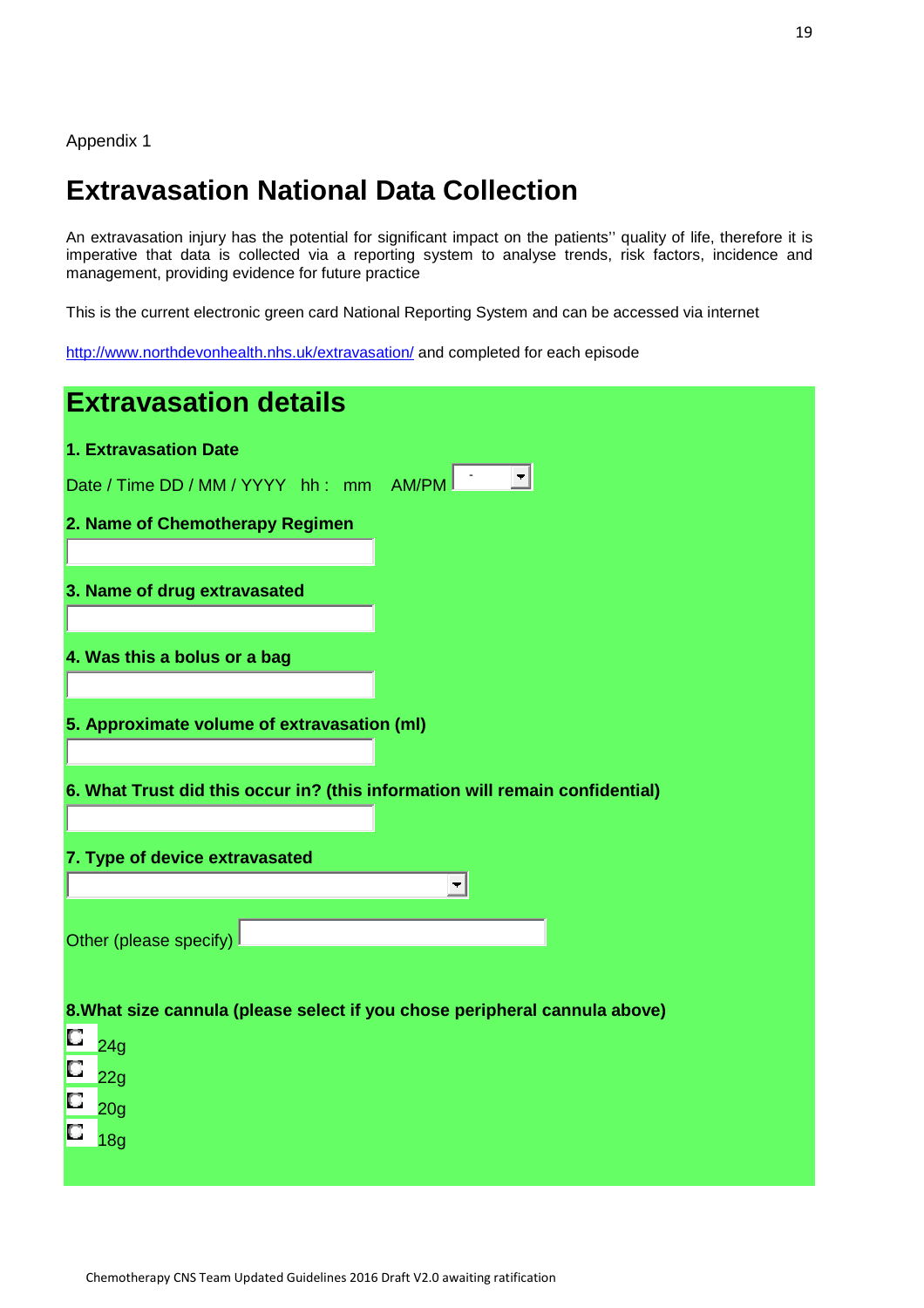Appendix 1

# Extravasation National Data Collection

An extravasation injury has the potential for significant impact on the patients'' quality of life, therefore it is imperative that data is collected via a reporting system to analyse trends, risk factors, incidence and management, providing evidence for future practice

This is the current electronic green card National Reporting System and can be accessed via internet

http://www.northdevonhealth.nhs.uk/extravasation/ and completed for each episode

## Extravasation details

**1. Extravasation Date**

Date / Time DD / MM / YYYY hh : mm AM/PM

**2. Name of Chemotherapy Regimen**

**3. Name of drug extravasated**

**4. Was this a bolus or a bag**

**5. Approximate volume of extravasation (ml)**

**6. What Trust did this occur in? (this information will remain confidential)**

**7. Type of device extravasated**

Other (please specify)

**8.What size cannula (please select if you chose peripheral cannula above)**

- 24g
- 22g
- 20g
- 18g

Chemotherapy CNS Team Updated Guidelines 2016 Draft V2.0 awaiting ratification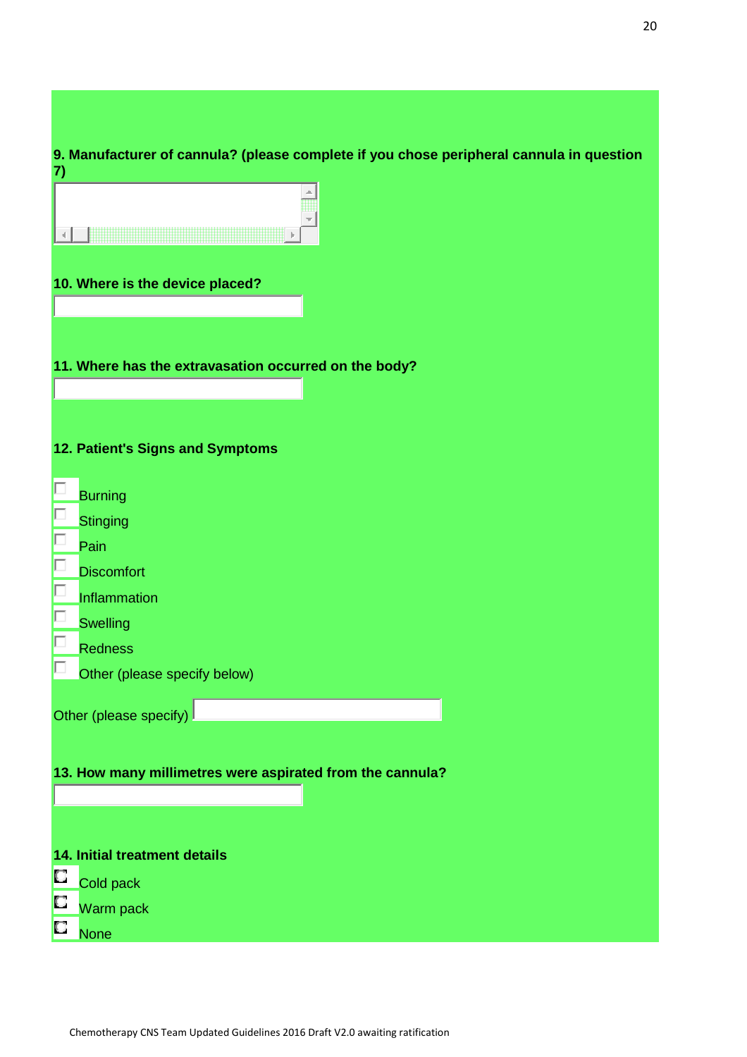**9. Manufacturer of cannula? (please complete if you chose peripheral cannula in question 7)**

**10. Where is the device placed?**

**11. Where has the extravasation occurred on the body?**

**12. Patient's Signs and Symptoms**

- [ ] Burning
- [ ] Stinging
- [ ] Pain
- [ ] Discomfort
- [ ] Inflammation
- [ ] Swelling
- [ ] Redness
- [ ] Other (please specify below)

Other (please specify)

**13. How many millimetres were aspirated from the cannula?**

**14. Initial treatment details**

- ○ Cold pack
- ○ Warm pack
- ○ None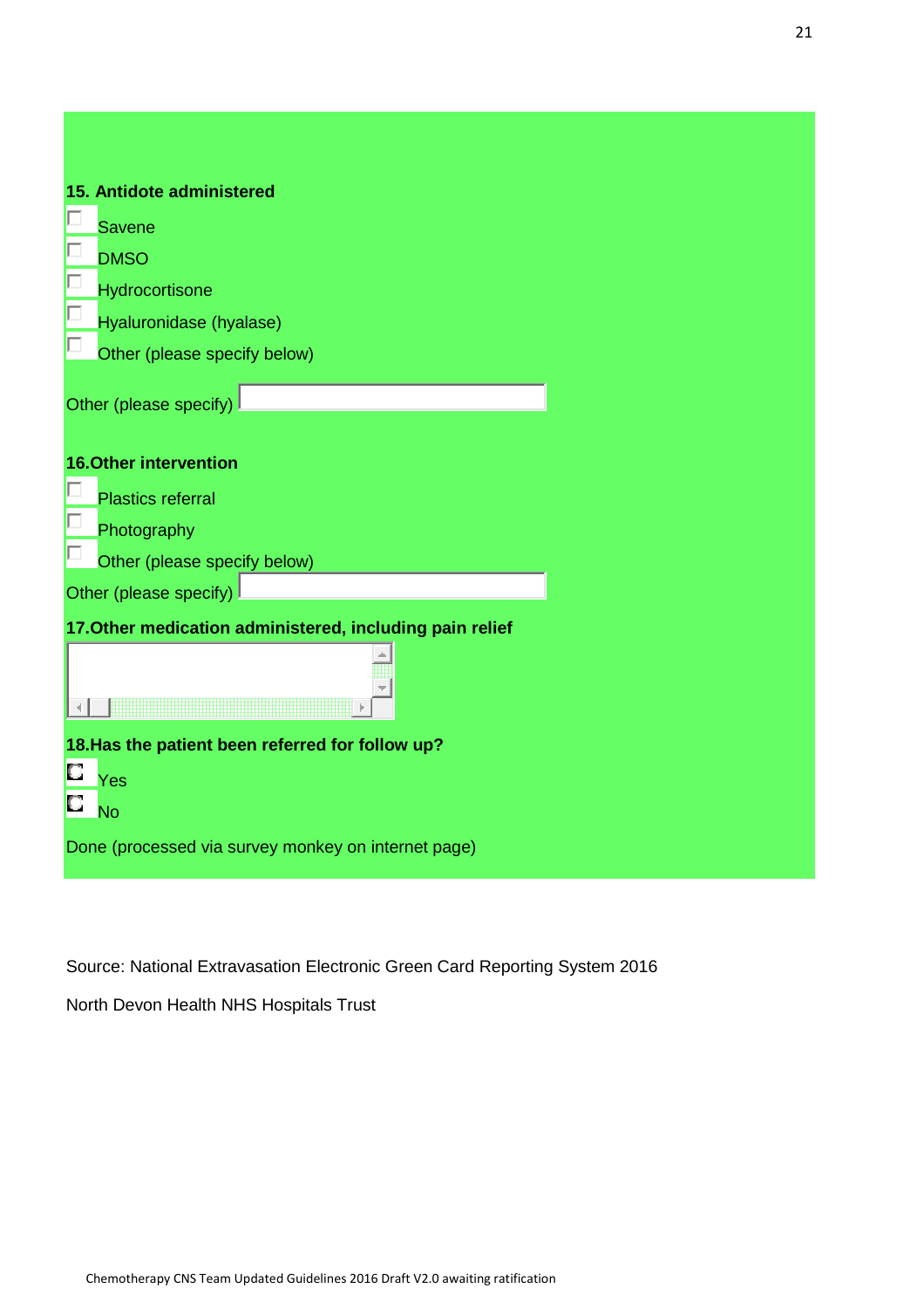**15. Antidote administered**

- [ ] Savene
- [ ] DMSO
- [ ] Hydrocortisone
- [ ] Hyaluronidase (hyalase)
- [ ] Other (please specify below)

Other (please specify) ______________________

**16.Other intervention**

- [ ] Plastics referral
- [ ] Photography
- [ ] Other (please specify below)

Other (please specify) ______________________

**17.Other medication administered, including pain relief**

______________________

**18.Has the patient been referred for follow up?**

- ( ) Yes
- ( ) No

Done (processed via survey monkey on internet page)

Source: National Extravasation Electronic Green Card Reporting System 2016

North Devon Health NHS Hospitals Trust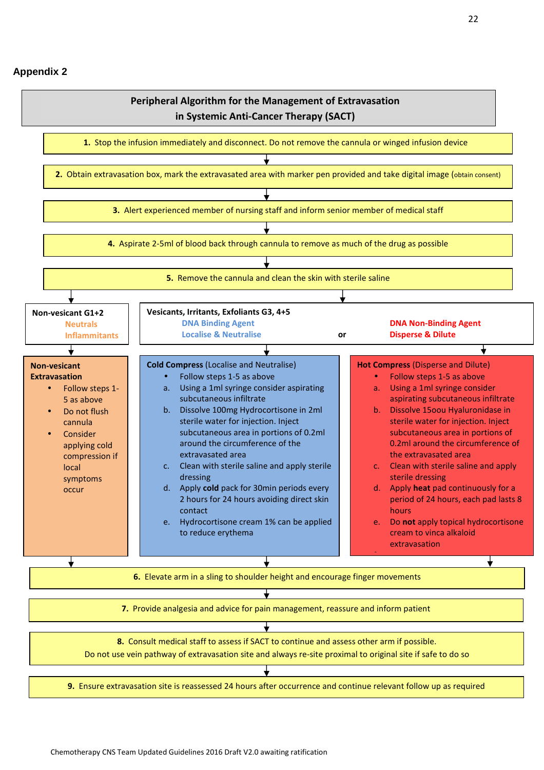## Appendix 2

### Peripheral Algorithm for the Management of Extravasation in Systemic Anti-Cancer Therapy (SACT)

**1.** Stop the infusion immediately and disconnect. Do not remove the cannula or winged infusion device

**2.** Obtain extravasation box, mark the extravasated area with marker pen provided and take digital image (obtain consent)

**3.** Alert experienced member of nursing staff and inform senior member of medical staff

**4.** Aspirate 2-5ml of blood back through cannula to remove as much of the drug as possible

**5.** Remove the cannula and clean the skin with sterile saline

---

**Non-vesicant G1+2**
Neutrals
Inflammitants

**Vesicants, Irritants, Exfoliants G3, 4+5**
DNA Binding Agent – Localise & Neutralise
or
DNA Non-Binding Agent – Disperse & Dilute

---

**Non-vesicant Extravasation**

- Follow steps 1-5 as above
- Do not flush cannula
- Consider applying cold compression if local symptoms occur

**Cold Compress** (Localise and Neutralise)

- Follow steps 1-5 as above

a. Using a 1ml syringe consider aspirating subcutaneous infiltrate
b. Dissolve 100mg Hydrocortisone in 2ml sterile water for injection. Inject subcutaneous area in portions of 0.2ml around the circumference of the extravasated area
c. Clean with sterile saline and apply sterile dressing
d. Apply **cold** pack for 30min periods every 2 hours for 24 hours avoiding direct skin contact
e. Hydrocortisone cream 1% can be applied to reduce erythema

**Hot Compress** (Disperse and Dilute)

- Follow steps 1-5 as above

a. Using a 1ml syringe consider aspirating subcutaneous infiltrate
b. Dissolve 15oou Hyaluronidase in sterile water for injection. Inject subcutaneous area in portions of 0.2ml around the circumference of the extravasated area
c. Clean with sterile saline and apply sterile dressing
d. Apply **heat** pad continuously for a period of 24 hours, each pad lasts 8 hours
e. Do **not** apply topical hydrocortisone cream to vinca alkaloid extravasation

---

**6.** Elevate arm in a sling to shoulder height and encourage finger movements

**7.** Provide analgesia and advice for pain management, reassure and inform patient

**8.** Consult medical staff to assess if SACT to continue and assess other arm if possible.
Do not use vein pathway of extravasation site and always re-site proximal to original site if safe to do so

**9.** Ensure extravasation site is reassessed 24 hours after occurrence and continue relevant follow up as required

Chemotherapy CNS Team Updated Guidelines 2016 Draft V2.0 awaiting ratification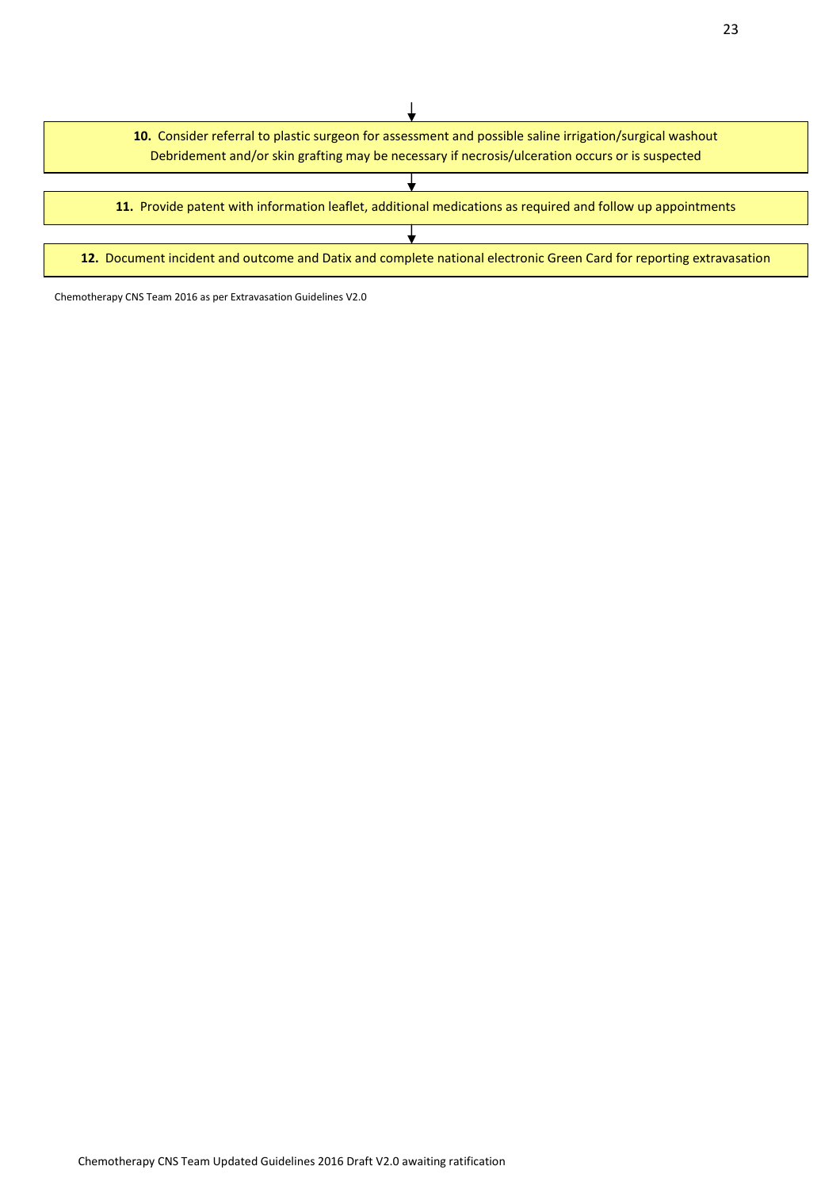**10.** Consider referral to plastic surgeon for assessment and possible saline irrigation/surgical washout Debridement and/or skin grafting may be necessary if necrosis/ulceration occurs or is suspected

↓

**11.** Provide patent with information leaflet, additional medications as required and follow up appointments

↓

**12.** Document incident and outcome and Datix and complete national electronic Green Card for reporting extravasation

Chemotherapy CNS Team 2016 as per Extravasation Guidelines V2.0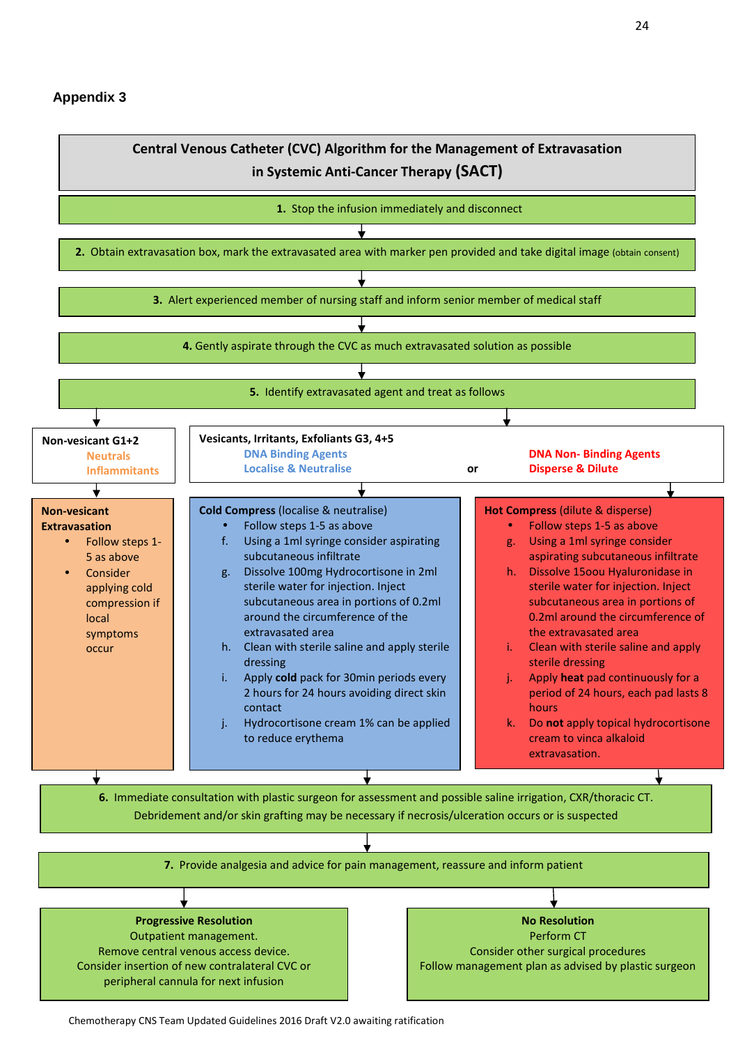## Appendix 3

**Central Venous Catheter (CVC) Algorithm for the Management of Extravasation in Systemic Anti-Cancer Therapy (SACT)**

1. Stop the infusion immediately and disconnect

2. Obtain extravasation box, mark the extravasated area with marker pen provided and take digital image (obtain consent)

3. Alert experienced member of nursing staff and inform senior member of medical staff

4. Gently aspirate through the CVC as much extravasated solution as possible

5. Identify extravasated agent and treat as follows

**Non-vesicant G1+2**
Neutrals
Inflammitants

**Non-vesicant Extravasation**

- Follow steps 1-5 as above
- Consider applying cold compression if local symptoms occur

**Vesicants, Irritants, Exfoliants G3, 4+5**

DNA Binding Agents
Localise & Neutralise

or

DNA Non- Binding Agents
Disperse & Dilute

**Cold Compress** (localise & neutralise)

- Follow steps 1-5 as above

f. Using a 1ml syringe consider aspirating subcutaneous infiltrate
g. Dissolve 100mg Hydrocortisone in 2ml sterile water for injection. Inject subcutaneous area in portions of 0.2ml around the circumference of the extravasated area
h. Clean with sterile saline and apply sterile dressing
i. Apply **cold** pack for 30min periods every 2 hours for 24 hours avoiding direct skin contact
j. Hydrocortisone cream 1% can be applied to reduce erythema

**Hot Compress** (dilute & disperse)

- Follow steps 1-5 as above

g. Using a 1ml syringe consider aspirating subcutaneous infiltrate
h. Dissolve 15oou Hyaluronidase in sterile water for injection. Inject subcutaneous area in portions of 0.2ml around the circumference of the extravasated area
i. Clean with sterile saline and apply sterile dressing
j. Apply **heat** pad continuously for a period of 24 hours, each pad lasts 8 hours
k. Do **not** apply topical hydrocortisone cream to vinca alkaloid extravasation.

6. Immediate consultation with plastic surgeon for assessment and possible saline irrigation, CXR/thoracic CT. Debridement and/or skin grafting may be necessary if necrosis/ulceration occurs or is suspected

7. Provide analgesia and advice for pain management, reassure and inform patient

**Progressive Resolution**
Outpatient management.
Remove central venous access device.
Consider insertion of new contralateral CVC or peripheral cannula for next infusion

**No Resolution**
Perform CT
Consider other surgical procedures
Follow management plan as advised by plastic surgeon

Chemotherapy CNS Team Updated Guidelines 2016 Draft V2.0 awaiting ratification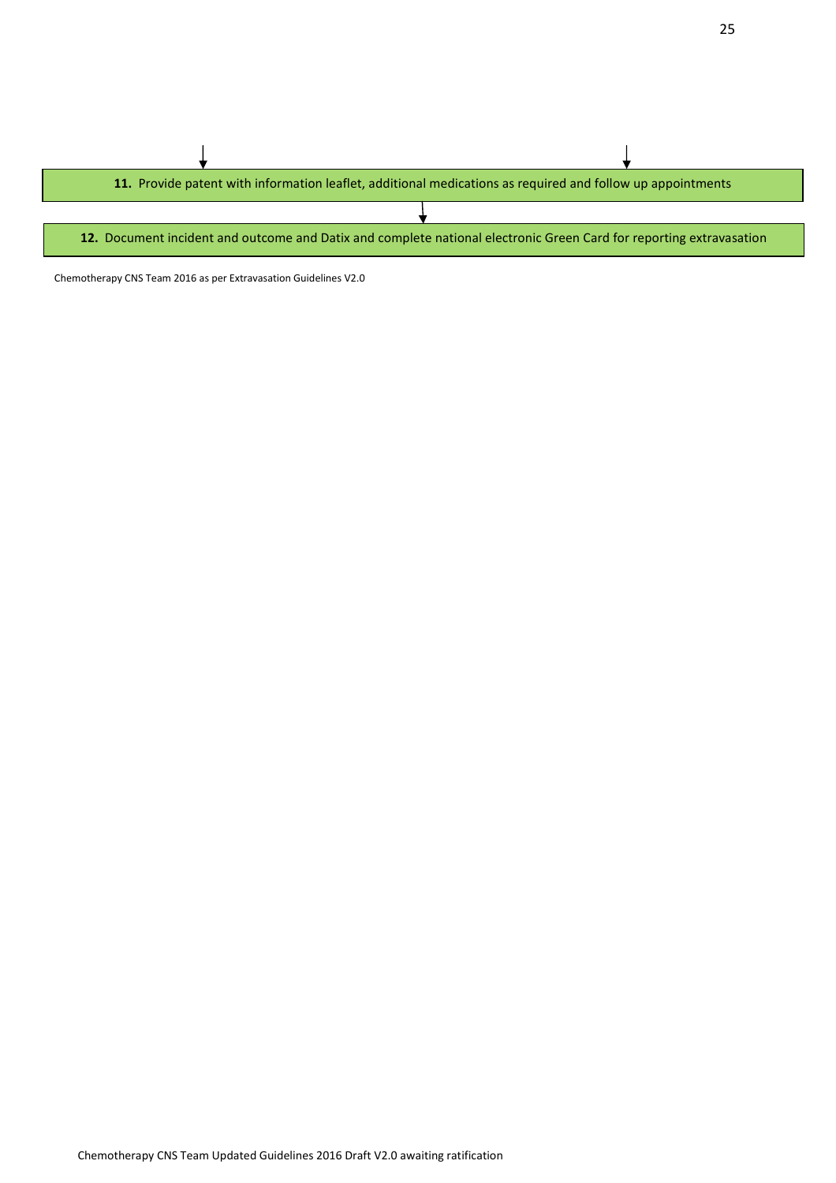**11.** Provide patent with information leaflet, additional medications as required and follow up appointments

**12.** Document incident and outcome and Datix and complete national electronic Green Card for reporting extravasation

Chemotherapy CNS Team 2016 as per Extravasation Guidelines V2.0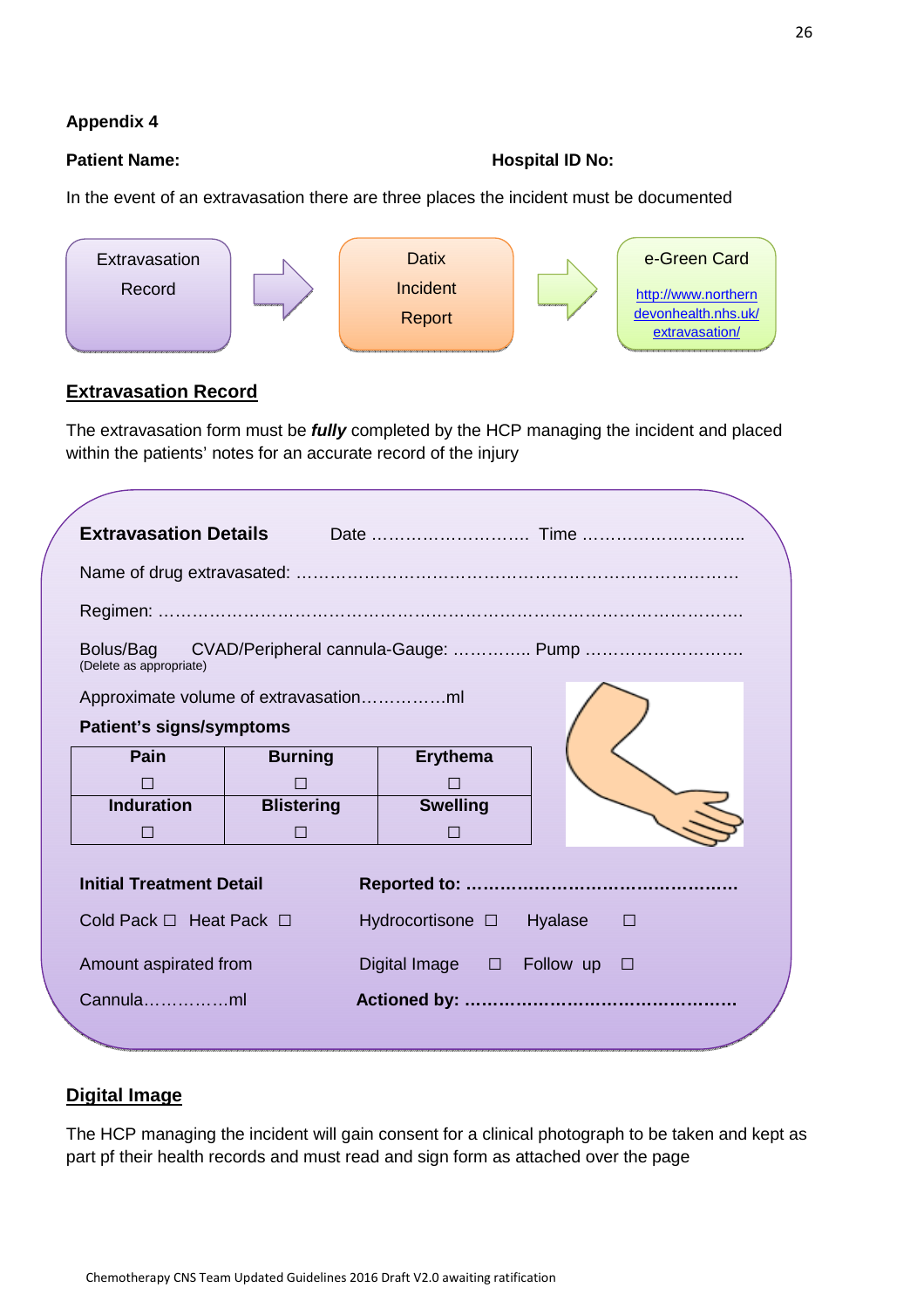**Appendix 4**

**Patient Name:** **Hospital ID No:**

In the event of an extravasation there are three places the incident must be documented

Extravasation Record → Datix Incident Report → e-Green Card http://www.northerndevonhealth.nhs.uk/extravasation/

## Extravasation Record

The extravasation form must be ***fully*** completed by the HCP managing the incident and placed within the patients' notes for an accurate record of the injury

**Extravasation Details** Date ……………………… Time ………………………..

Name of drug extravasated: ……………………………………………………………………

Regimen: ………………………………………………………………………………………

Bolus/Bag CVAD/Peripheral cannula-Gauge: ………….. Pump ………………………
(Delete as appropriate)

Approximate volume of extravasation……………ml

**Patient's signs/symptoms**

| Pain | Burning | Erythema |
|---|---|---|
| ☐ | ☐ | ☐ |
| **Induration** | **Blistering** | **Swelling** |
| ☐ | ☐ | ☐ |

**Initial Treatment Detail** **Reported to: …………………………………………**

Cold Pack ☐ Heat Pack ☐ Hydrocortisone ☐ Hyalase ☐

Amount aspirated from Digital Image ☐ Follow up ☐

Cannula……………ml **Actioned by: …………………………………………**

## Digital Image

The HCP managing the incident will gain consent for a clinical photograph to be taken and kept as part pf their health records and must read and sign form as attached over the page

Chemotherapy CNS Team Updated Guidelines 2016 Draft V2.0 awaiting ratification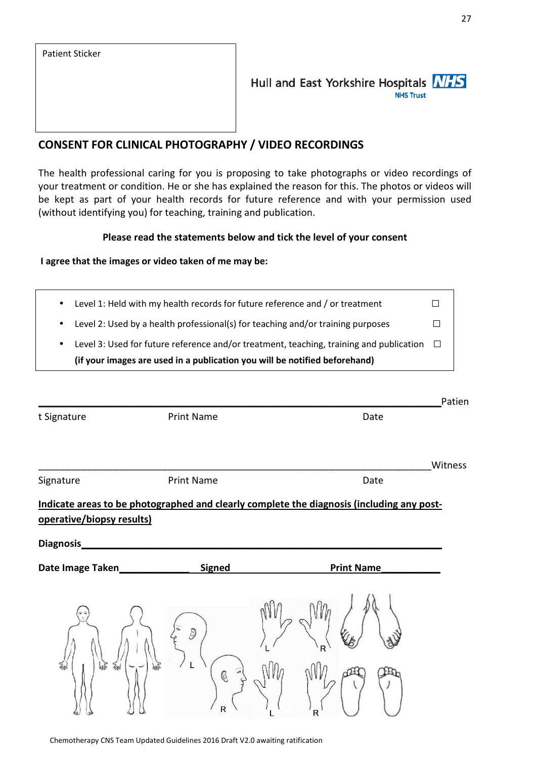Patient Sticker

Hull and East Yorkshire Hospitals NHS Trust

## CONSENT FOR CLINICAL PHOTOGRAPHY / VIDEO RECORDINGS

The health professional caring for you is proposing to take photographs or video recordings of your treatment or condition. He or she has explained the reason for this. The photos or videos will be kept as part of your health records for future reference and with your permission used (without identifying you) for teaching, training and publication.

**Please read the statements below and tick the level of your consent**

**I agree that the images or video taken of me may be:**

- Level 1: Held with my health records for future reference and / or treatment ☐
- Level 2: Used by a health professional(s) for teaching and/or training purposes ☐
- Level 3: Used for future reference and/or treatment, teaching, training and publication ☐
  **(if your images are used in a publication you will be notified beforehand)**

______________________________________________________________________

Patient Signature    Print Name    Date

______________________________________________________________________

Witness Signature    Print Name    Date

**Indicate areas to be photographed and clearly complete the diagnosis (including any post-operative/biopsy results)**

**Diagnosis**______________________________________________________________

**Date Image Taken**_____________ **Signed** _____________ **Print Name**___________

L R L R L R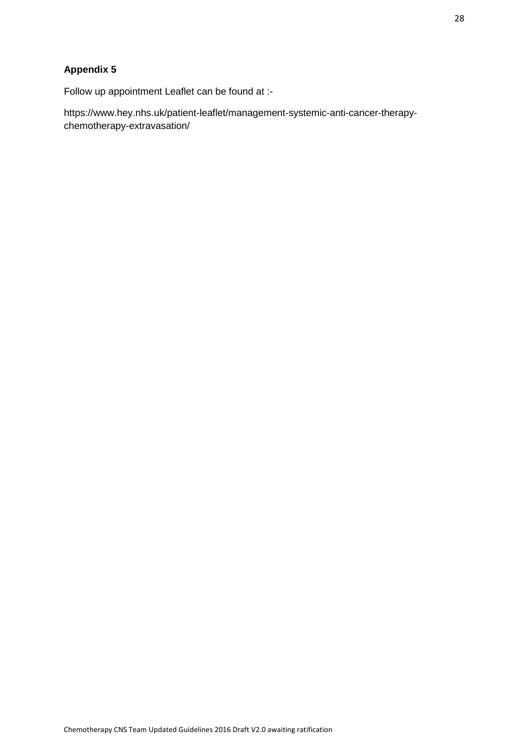**Appendix 5**

Follow up appointment Leaflet can be found at :-

https://www.hey.nhs.uk/patient-leaflet/management-systemic-anti-cancer-therapy-chemotherapy-extravasation/